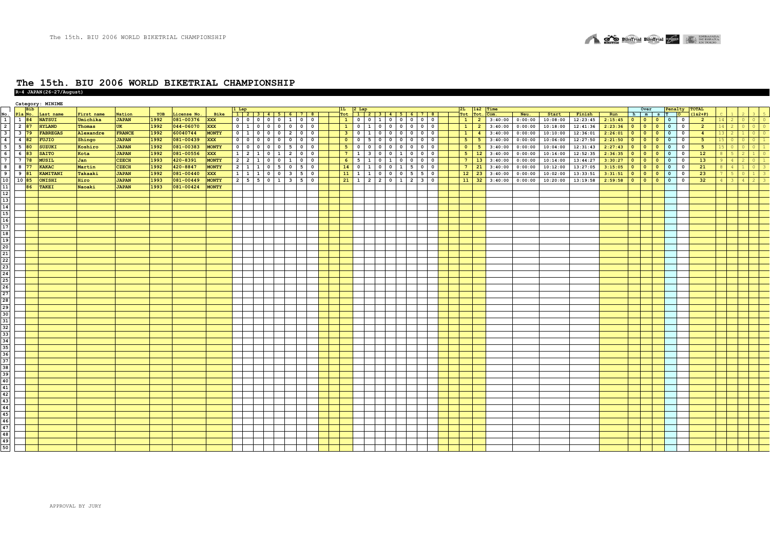# The 15th. BIU 2006 WORLD BIKETRIAL CHAMPIONSHIP

**R-4 JAPAN(26-27/August)**

Category: MINIME

| | | Bib | | | | | | | 1 Lap | | | | | | | | 1L | 2 Lap | | | | | | | | 2L | 1&2 | Time | | | | | Over | | | Penalty | | TOTAL | | | | | |
|---|---|---|---|---|---|---|---|---|---|---|---|---|---|---|---|---|---|---|---|---|---|---|---|---|---|---|---|---|---|---|---|---|---|---|---|---|---|---|---|---|---|---|---|
| No. | Pla | No. | Last name | First name | Nation | YOB | License No. | Bike | 1 | 2 | 3 | 4 | 5 | 6 | 7 | 8 | Tot | 1 | 2 | 3 | 4 | 5 | 6 | 7 | 8 | Tot | Tot. | Com. | Neu. | Start | Finish | Run | h | m | s | T | O | (1&2+P) | C | 1 | 2 | 3 | 5 |
| 1 | 1 | 84 | NATSUI | Umichika | JAPAN | 1992 | 081-00376 | XXX | 0 | 0 | 0 | 0 | 0 | 1 | 0 | 0 | 1 | 0 | 0 | 1 | 0 | 0 | 0 | 0 | 0 | 1 | 2 | 3:40:00 | 0:00:00 | 10:08:00 | 12:23:45 | 2:15:45 | 0 | 0 | 0 | 0 | 0 | 2 | 14 | 2 | 0 | 0 | 0 |
| 2 | 2 | 87 | HYLAND | Thomas | UK | 1992 | 044-06070 | XXX | 0 | 1 | 0 | 0 | 0 | 0 | 0 | 0 | 1 | 0 | 1 | 0 | 0 | 0 | 0 | 0 | 0 | 1 | 2 | 3:40:00 | 0:00:00 | 10:18:00 | 12:41:36 | 2:23:36 | 0 | 0 | 0 | 0 | 0 | 2 | 14 | 2 | 0 | 0 | 0 |
| 3 | 3 | 79 | FABREGAS | Alexandre | FRANCE | 1992 | 60040744 | MONTY | 0 | 1 | 0 | 0 | 0 | 2 | 0 | 0 | 3 | 0 | 1 | 0 | 0 | 0 | 0 | 0 | 0 | 1 | 4 | 3:40:00 | 0:00:00 | 10:10:00 | 12:36:01 | 2:26:01 | 0 | 0 | 0 | 0 | 0 | 4 | 13 | 2 | 1 | 0 | 0 |
| 4 | 4 | 82 | FUJIO | Shingo | JAPAN | 1992 | 081-00439 | XXX | 0 | 0 | 0 | 0 | 0 | 0 | 0 | 0 | 0 | 0 | 5 | 0 | 0 | 0 | 0 | 0 | 0 | 5 | 5 | 3:40:00 | 0:00:00 | 10:06:00 | 12:27:50 | 2:21:50 | 0 | 0 | 0 | 0 | 0 | 5 | 15 | 0 | 0 | 0 | 1 |
| 5 | 5 | 80 | SUZUKI | Koshiro | JAPAN | 1992 | 081-00383 | MONTY | 0 | 0 | 0 | 0 | 0 | 5 | 0 | 0 | 5 | 0 | 0 | 0 | 0 | 0 | 0 | 0 | 0 | 0 | 5 | 3:40:00 | 0:00:00 | 10:04:00 | 12:31:43 | 2:27:43 | 0 | 0 | 0 | 0 | 0 | 5 | 15 | 0 | 0 | 0 | 1 |
| 6 | 6 | 83 | SAITO | Kota | JAPAN | 1992 | 081-00556 | XXX | 1 | 2 | 1 | 0 | 1 | 2 | 0 | 0 | 7 | 1 | 3 | 0 | 0 | 1 | 0 | 0 | 0 | 5 | 12 | 3:40:00 | 0:00:00 | 10:16:00 | 12:52:35 | 2:36:35 | 0 | 0 | 0 | 0 | 0 | 12 | 8 | 5 | 2 | 1 | 0 |
| 7 | 7 | 78 | MUSIL | Jan | CZECH | 1993 | 420-8391 | MONTY | 2 | 2 | 1 | 0 | 0 | 1 | 0 | 0 | 6 | 5 | 1 | 0 | 1 | 0 | 0 | 0 | 0 | 7 | 13 | 3:40:00 | 0:00:00 | 10:14:00 | 13:44:27 | 3:30:27 | 0 | 0 | 0 | 0 | 0 | 13 | 9 | 4 | 2 | 0 | 1 |
| 8 | 8 | 77 | KAKAC | Martin | CZECH | 1992 | 420-8847 | MONTY | 2 | 1 | 1 | 0 | 5 | 0 | 5 | 0 | 14 | 0 | 1 | 0 | 0 | 1 | 5 | 0 | 0 | 7 | 21 | 3:40:00 | 0:00:00 | 10:12:00 | 13:27:05 | 3:15:05 | 0 | 0 | 0 | 0 | 0 | 21 | 8 | 4 | 1 | 0 | 3 |
| 9 | 9 | 81 | KAMITANI | Takaaki | JAPAN | 1992 | 081-00440 | XXX | 1 | 1 | 1 | 0 | 0 | 3 | 5 | 0 | 11 | 1 | 1 | 0 | 0 | 0 | 5 | 5 | 0 | 12 | 23 | 3:40:00 | 0:00:00 | 10:02:00 | 13:33:51 | 3:31:51 | 0 | 0 | 0 | 0 | 0 | 23 | 7 | 5 | 0 | 1 | 3 |
| 10 | 10 | 85 | ONISHI | Hiro | JAPAN | 1993 | 081-00449 | MONTY | 2 | 5 | 5 | 0 | 1 | 3 | 5 | 0 | 21 | 1 | 2 | 2 | 0 | 1 | 2 | 3 | 0 | 11 | 32 | 3:40:00 | 0:00:00 | 10:20:00 | 13:19:58 | 2:59:58 | 0 | 0 | 0 | 0 | 0 | 32 | 4 | 3 | 4 | 2 | 3 |
| 11 | | 86 | TAKEI | Naoaki | JAPAN | 1993 | 081-00424 | MONTY | | | | | | | | | | | | | | | | | | | | | | | | | | | | | | | | | | | |
| 12 | | | | | | | | | | | | | | | | | | | | | | | | | | | | | | | | | | | | | | | | | | | |
| 13 | | | | | | | | | | | | | | | | | | | | | | | | | | | | | | | | | | | | | | | | | | | |
| 14 | | | | | | | | | | | | | | | | | | | | | | | | | | | | | | | | | | | | | | | | | | | |
| 15 | | | | | | | | | | | | | | | | | | | | | | | | | | | | | | | | | | | | | | | | | | | |
| 16 | | | | | | | | | | | | | | | | | | | | | | | | | | | | | | | | | | | | | | | | | | | |
| 17 | | | | | | | | | | | | | | | | | | | | | | | | | | | | | | | | | | | | | | | | | | | |
| 18 | | | | | | | | | | | | | | | | | | | | | | | | | | | | | | | | | | | | | | | | | | | |
| 19 | | | | | | | | | | | | | | | | | | | | | | | | | | | | | | | | | | | | | | | | | | | |
| 20 | | | | | | | | | | | | | | | | | | | | | | | | | | | | | | | | | | | | | | | | | | | |
| 21 | | | | | | | | | | | | | | | | | | | | | | | | | | | | | | | | | | | | | | | | | | | |
| 22 | | | | | | | | | | | | | | | | | | | | | | | | | | | | | | | | | | | | | | | | | | | |
| 23 | | | | | | | | | | | | | | | | | | | | | | | | | | | | | | | | | | | | | | | | | | | |
| 24 | | | | | | | | | | | | | | | | | | | | | | | | | | | | | | | | | | | | | | | | | | | |
| 25 | | | | | | | | | | | | | | | | | | | | | | | | | | | | | | | | | | | | | | | | | | | |
| 26 | | | | | | | | | | | | | | | | | | | | | | | | | | | | | | | | | | | | | | | | | | | |
| 27 | | | | | | | | | | | | | | | | | | | | | | | | | | | | | | | | | | | | | | | | | | | |
| 28 | | | | | | | | | | | | | | | | | | | | | | | | | | | | | | | | | | | | | | | | | | | |
| 29 | | | | | | | | | | | | | | | | | | | | | | | | | | | | | | | | | | | | | | | | | | | |
| 30 | | | | | | | | | | | | | | | | | | | | | | | | | | | | | | | | | | | | | | | | | | | |
| 31 | | | | | | | | | | | | | | | | | | | | | | | | | | | | | | | | | | | | | | | | | | | |
| 32 | | | | | | | | | | | | | | | | | | | | | | | | | | | | | | | | | | | | | | | | | | | |
| 33 | | | | | | | | | | | | | | | | | | | | | | | | | | | | | | | | | | | | | | | | | | | |
| 34 | | | | | | | | | | | | | | | | | | | | | | | | | | | | | | | | | | | | | | | | | | | |
| 35 | | | | | | | | | | | | | | | | | | | | | | | | | | | | | | | | | | | | | | | | | | | |
| 36 | | | | | | | | | | | | | | | | | | | | | | | | | | | | | | | | | | | | | | | | | | | |
| 37 | | | | | | | | | | | | | | | | | | | | | | | | | | | | | | | | | | | | | | | | | | | |
| 38 | | | | | | | | | | | | | | | | | | | | | | | | | | | | | | | | | | | | | | | | | | | |
| 39 | | | | | | | | | | | | | | | | | | | | | | | | | | | | | | | | | | | | | | | | | | | |
| 40 | | | | | | | | | | | | | | | | | | | | | | | | | | | | | | | | | | | | | | | | | | | |
| 41 | | | | | | | | | | | | | | | | | | | | | | | | | | | | | | | | | | | | | | | | | | | |
| 42 | | | | | | | | | | | | | | | | | | | | | | | | | | | | | | | | | | | | | | | | | | | |
| 43 | | | | | | | | | | | | | | | | | | | | | | | | | | | | | | | | | | | | | | | | | | | |
| 44 | | | | | | | | | | | | | | | | | | | | | | | | | | | | | | | | | | | | | | | | | | | |
| 45 | | | | | | | | | | | | | | | | | | | | | | | | | | | | | | | | | | | | | | | | | | | |
| 46 | | | | | | | | | | | | | | | | | | | | | | | | | | | | | | | | | | | | | | | | | | | |
| 47 | | | | | | | | | | | | | | | | | | | | | | | | | | | | | | | | | | | | | | | | | | | |
| 48 | | | | | | | | | | | | | | | | | | | | | | | | | | | | | | | | | | | | | | | | | | | |
| 49 | | | | | | | | | | | | | | | | | | | | | | | | | | | | | | | | | | | | | | | | | | | |
| 50 | | | | | | | | | | | | | | | | | | | | | | | | | | | | | | | | | | | | | | | | | | | |

APPROVAL BY JURY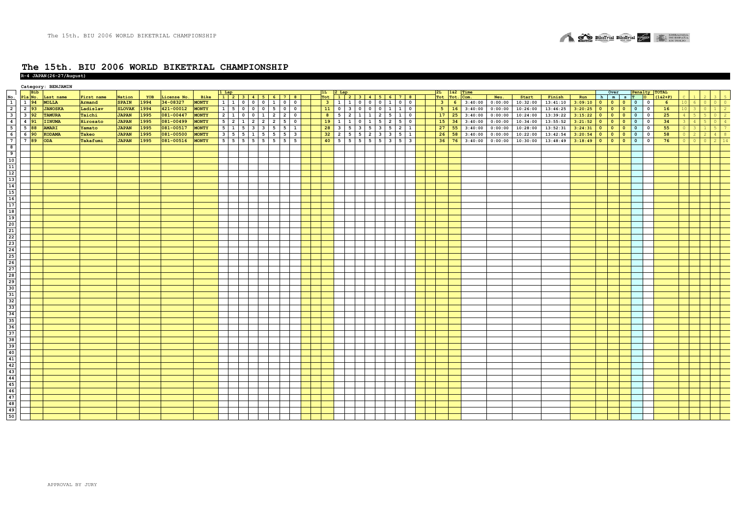# The 15th. BIU 2006 WORLD BIKETRIAL CHAMPIONSHIP

**R-4 JAPAN(26-27/August)**

Category: BENJAMIN

| No. | Pla | Bib No. | Last name | First name | Nation | YOB | License No. | Bike | 1 Lap 1 | 2 | 3 | 4 | 5 | 6 | 7 | 8 | 1L Tot | 2 Lap 1 | 2 | 3 | 4 | 5 | 6 | 7 | 8 | 2L Tot | 1&2 Tot. | Time Com. | Neu. | Start | Finish | Run | Over h | m | s | Penalty T | O | TOTAL (1&2+P) | C | 1 | 2 | 3 | 5 |
|---|---|---|---|---|---|---|---|---|---|---|---|---|---|---|---|---|---|---|---|---|---|---|---|---|---|---|---|---|---|---|---|---|---|---|---|---|---|---|---|---|---|---|---|
| 1 | 1 | 94 | MOLLA | Armand | SPAIN | 1994 | 34-08327 | MONTY | 1 | 1 | 0 | 0 | 0 | 1 | 0 | 0 | 3 | 1 | 1 | 0 | 0 | 0 | 1 | 0 | 0 | 3 | 6 | 3:40:00 | 0:00:00 | 10:32:00 | 13:41:10 | 3:09:10 | 0 | 0 | 0 | 0 | 0 | 6 | 10 | 6 | 0 | 0 | 0 |
| 2 | 2 | 93 | JANOSKA | Ladislav | SLOVAK | 1994 | 421-00012 | MONTY | 1 | 5 | 0 | 0 | 0 | 5 | 0 | 0 | 11 | 0 | 3 | 0 | 0 | 0 | 1 | 1 | 0 | 5 | 16 | 3:40:00 | 0:00:00 | 10:26:00 | 13:46:25 | 3:20:25 | 0 | 0 | 0 | 0 | 0 | 16 | 10 | 3 | 0 | 1 | 2 |
| 3 | 3 | 92 | TAMURA | Taichi | JAPAN | 1995 | 081-00447 | MONTY | 2 | 1 | 0 | 0 | 1 | 2 | 2 | 0 | 8 | 5 | 2 | 1 | 1 | 2 | 5 | 1 | 0 | 17 | 25 | 3:40:00 | 0:00:00 | 10:24:00 | 13:39:22 | 3:15:22 | 0 | 0 | 0 | 0 | 0 | 25 | 4 | 5 | 5 | 0 | 2 |
| 4 | 4 | 91 | IINUMA | Hirosato | JAPAN | 1995 | 081-00499 | MONTY | 5 | 2 | 1 | 2 | 2 | 2 | 5 | 0 | 19 | 1 | 1 | 0 | 1 | 5 | 2 | 5 | 0 | 15 | 34 | 3:40:00 | 0:00:00 | 10:34:00 | 13:55:52 | 3:21:52 | 0 | 0 | 0 | 0 | 0 | 34 | 3 | 4 | 5 | 0 | 4 |
| 5 | 5 | 88 | AMARI | Yamato | JAPAN | 1995 | 081-00517 | MONTY | 5 | 1 | 5 | 3 | 3 | 5 | 5 | 1 | 28 | 3 | 5 | 3 | 5 | 3 | 5 | 2 | 1 | 27 | 55 | 3:40:00 | 0:00:00 | 10:28:00 | 13:52:31 | 3:24:31 | 0 | 0 | 0 | 0 | 0 | 55 | 0 | 3 | 1 | 5 | 7 |
| 6 | 6 | 90 | KODAMA | Takeo | JAPAN | 1995 | 081-00500 | MONTY | 3 | 5 | 5 | 1 | 5 | 5 | 5 | 3 | 32 | 2 | 5 | 5 | 2 | 3 | 3 | 5 | 1 | 26 | 58 | 3:40:00 | 0:00:00 | 10:22:00 | 13:42:54 | 3:20:54 | 0 | 0 | 0 | 0 | 0 | 58 | 0 | 2 | 2 | 4 | 8 |
| 7 | 7 | 89 | ODA | Takafumi | JAPAN | 1995 | 081-00516 | MONTY | 5 | 5 | 5 | 5 | 5 | 5 | 5 | 5 | 40 | 5 | 5 | 5 | 5 | 5 | 3 | 5 | 3 | 36 | 76 | 3:40:00 | 0:00:00 | 10:30:00 | 13:48:49 | 3:18:49 | 0 | 0 | 0 | 0 | 0 | 76 | 0 | 0 | 0 | 2 | 14 |

APPROVAL BY JURY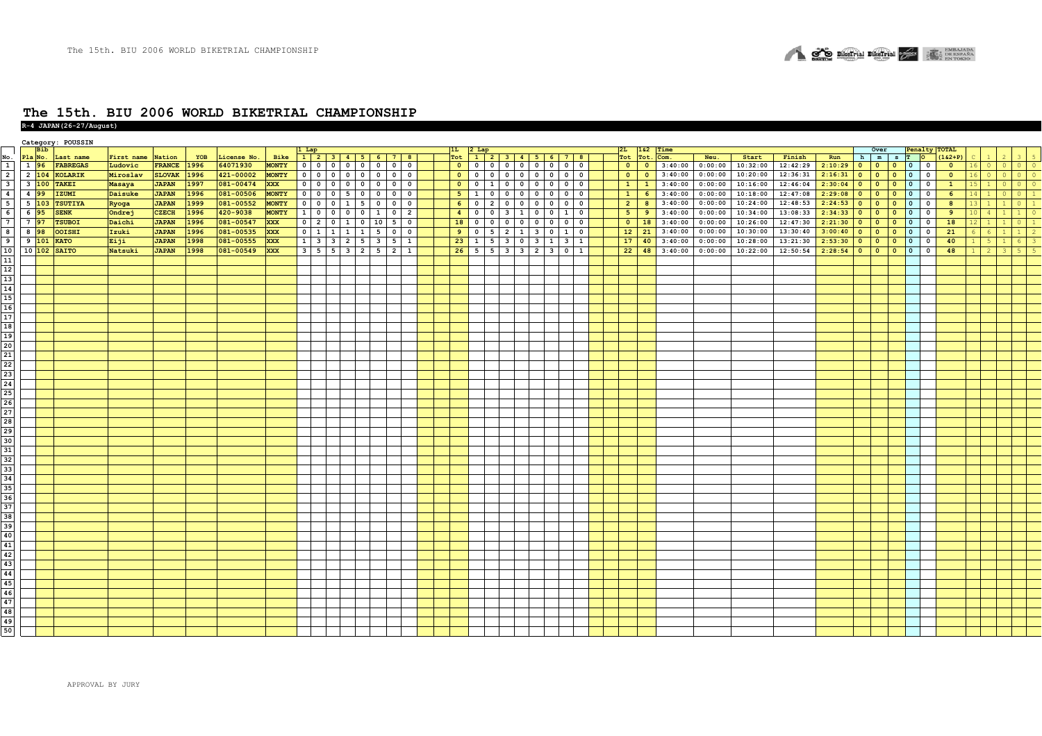# The 15th. BIU 2006 WORLD BIKETRIAL CHAMPIONSHIP

**R-4 JAPAN(26-27/August)**

Category: POUSSIN

| No. | Pla | Bib No. | Last name | First name | Nation | YOB | License No. | Bike | 1 Lap 1 | 2 | 3 | 4 | 5 | 6 | 7 | 8 | 1L Tot | 2 Lap 1 | 2 | 3 | 4 | 5 | 6 | 7 | 8 | 2L Tot | 1&2 Tot. | Time Com. | Neu. | Start | Finish | Run | Over h | m | s | Penalty T | O | TOTAL (1&2+P) | C | 1 | 2 | 3 | 5 |
|---|---|---|---|---|---|---|---|---|---|---|---|---|---|---|---|---|---|---|---|---|---|---|---|---|---|---|---|---|---|---|---|---|---|---|---|---|---|---|---|---|---|---|---|
| 1 | 1 | 96 | FABREGAS | Ludovic | FRANCE | 1996 | 64071930 | MONTY | 0 | 0 | 0 | 0 | 0 | 0 | 0 | 0 | 0 | 0 | 0 | 0 | 0 | 0 | 0 | 0 | 0 | 0 | 0 | 3:40:00 | 0:00:00 | 10:32:00 | 12:42:29 | 2:10:29 | 0 | 0 | 0 | 0 | 0 | 0 | 16 | 0 | 0 | 0 | 0 |
| 2 | 2 | 104 | KOLARIK | Miroslav | SLOVAK | 1996 | 421-00002 | MONTY | 0 | 0 | 0 | 0 | 0 | 0 | 0 | 0 | 0 | 0 | 0 | 0 | 0 | 0 | 0 | 0 | 0 | 0 | 0 | 3:40:00 | 0:00:00 | 10:20:00 | 12:36:31 | 2:16:31 | 0 | 0 | 0 | 0 | 0 | 0 | 16 | 0 | 0 | 0 | 0 |
| 3 | 3 | 100 | TAKEI | Masaya | JAPAN | 1997 | 081-00474 | XXX | 0 | 0 | 0 | 0 | 0 | 0 | 0 | 0 | 0 | 0 | 0 | 1 | 0 | 0 | 0 | 0 | 0 | 1 | 1 | 3:40:00 | 0:00:00 | 10:16:00 | 12:46:04 | 2:30:04 | 0 | 0 | 0 | 0 | 0 | 1 | 15 | 1 | 0 | 0 | 0 |
| 4 | 4 | 99 | IZUMI | Daisuke | JAPAN | 1996 | 081-00506 | MONTY | 0 | 0 | 0 | 5 | 0 | 0 | 0 | 0 | 5 | 1 | 0 | 0 | 0 | 0 | 0 | 0 | 0 | 1 | 6 | 3:40:00 | 0:00:00 | 10:18:00 | 12:47:08 | 2:29:08 | 0 | 0 | 0 | 0 | 0 | 6 | 14 | 1 | 0 | 0 | 1 |
| 5 | 5 | 103 | TSUTIYA | Ryoga | JAPAN | 1999 | 081-00552 | MONTY | 0 | 0 | 0 | 1 | 5 | 0 | 0 | 0 | 6 | 0 | 2 | 0 | 0 | 0 | 0 | 0 | 0 | 2 | 8 | 3:40:00 | 0:00:00 | 10:24:00 | 12:48:53 | 2:24:53 | 0 | 0 | 0 | 0 | 0 | 8 | 13 | 1 | 1 | 0 | 1 |
| 6 | 6 | 95 | SENK | Ondrej | CZECH | 1996 | 420-9038 | MONTY | 1 | 0 | 0 | 0 | 0 | 1 | 0 | 2 | 4 | 0 | 0 | 3 | 1 | 0 | 0 | 1 | 0 | 5 | 9 | 3:40:00 | 0:00:00 | 10:34:00 | 13:08:33 | 2:34:33 | 0 | 0 | 0 | 0 | 0 | 9 | 10 | 4 | 1 | 1 | 0 |
| 7 | 7 | 97 | TSUBOI | Daichi | JAPAN | 1996 | 081-00547 | XXX | 0 | 2 | 0 | 1 | 0 | 10 | 5 | 0 | 18 | 0 | 0 | 0 | 0 | 0 | 0 | 0 | 0 | 0 | 18 | 3:40:00 | 0:00:00 | 10:26:00 | 12:47:30 | 2:21:30 | 0 | 0 | 0 | 0 | 0 | 18 | 12 | 1 | 1 | 0 | 1 |
| 8 | 8 | 98 | OOISHI | Izuki | JAPAN | 1996 | 081-00535 | XXX | 0 | 1 | 1 | 1 | 1 | 5 | 0 | 0 | 9 | 0 | 5 | 2 | 1 | 3 | 0 | 1 | 0 | 12 | 21 | 3:40:00 | 0:00:00 | 10:30:00 | 13:30:40 | 3:00:40 | 0 | 0 | 0 | 0 | 0 | 21 | 6 | 6 | 1 | 1 | 2 |
| 9 | 9 | 101 | KATO | Eiji | JAPAN | 1998 | 081-00555 | XXX | 1 | 3 | 3 | 2 | 5 | 3 | 5 | 1 | 23 | 1 | 5 | 3 | 0 | 3 | 1 | 3 | 1 | 17 | 40 | 3:40:00 | 0:00:00 | 10:28:00 | 13:21:30 | 2:53:30 | 0 | 0 | 0 | 0 | 0 | 40 | 1 | 5 | 1 | 6 | 3 |
| 10 | 10 | 102 | SAITO | Natsuki | JAPAN | 1998 | 081-00549 | XXX | 3 | 5 | 5 | 3 | 2 | 5 | 2 | 1 | 26 | 5 | 5 | 3 | 3 | 2 | 3 | 0 | 1 | 22 | 48 | 3:40:00 | 0:00:00 | 10:22:00 | 12:50:54 | 2:28:54 | 0 | 0 | 0 | 0 | 0 | 48 | 1 | 2 | 3 | 5 | 5 |

APPROVAL BY JURY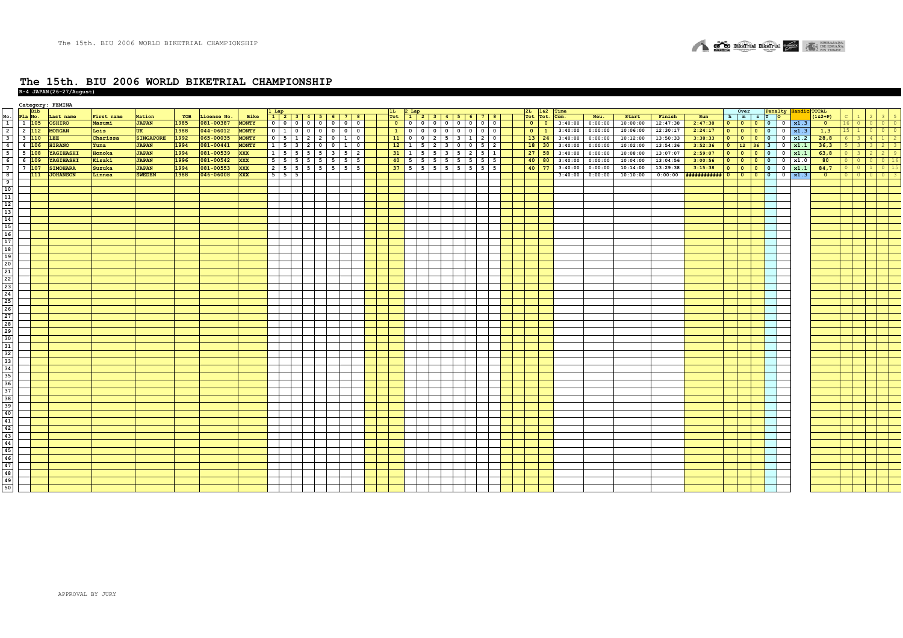# The 15th. BIU 2006 WORLD BIKETRIAL CHAMPIONSHIP

**R-4 JAPAN(26-27/August)**

Category: FEMINA

| No. | Pla | Bib No. | Last name | First name | Nation | YOB | License No. | Bike | 1 Lap 1 | 2 | 3 | 4 | 5 | 6 | 7 | 8 | 1L Tot | 2 Lap 1 | 2 | 3 | 4 | 5 | 6 | 7 | 8 | 2L Tot | 1&2 Tot. | Time Com. | Neu. | Start | Finish | Run | Over h | m | s | Penalty T | O | Handic | TOTAL (1&2+P) | C | 1 | 2 | 3 | 5 |
|---|---|---|---|---|---|---|---|---|---|---|---|---|---|---|---|---|---|---|---|---|---|---|---|---|---|---|---|---|---|---|---|---|---|---|---|---|---|---|---|---|---|---|---|---|
| 1 | 1 | 105 | OSHIRO | Masumi | JAPAN | 1985 | 081-00387 | MONTY | 0 | 0 | 0 | 0 | 0 | 0 | 0 | 0 | 0 | 0 | 0 | 0 | 0 | 0 | 0 | 0 | 0 | 0 | 0 | 3:40:00 | 0:00:00 | 10:00:00 | 12:47:38 | 2:47:38 | 0 | 0 | 0 | 0 | 0 | x1.3 | 0 | 16 | 0 | 0 | 0 | 0 |
| 2 | 2 | 112 | MORGAN | Lois | UK | 1988 | 044-06012 | MONTY | 0 | 1 | 0 | 0 | 0 | 0 | 0 | 0 | 1 | 0 | 0 | 0 | 0 | 0 | 0 | 0 | 0 | 0 | 1 | 3:40:00 | 0:00:00 | 10:06:00 | 12:30:17 | 2:24:17 | 0 | 0 | 0 | 0 | 0 | x1.3 | 1,3 | 15 | 1 | 0 | 0 | 0 |
| 3 | 3 | 110 | LEE | Charissa | SINGAPORE | 1992 | 065-00035 | MONTY | 0 | 5 | 1 | 2 | 2 | 0 | 1 | 0 | 11 | 0 | 0 | 2 | 5 | 3 | 1 | 2 | 0 | 13 | 24 | 3:40:00 | 0:00:00 | 10:12:00 | 13:50:33 | 3:38:33 | 0 | 0 | 0 | 0 | 0 | x1.2 | 28,8 | 6 | 3 | 4 | 1 | 2 |
| 4 | 4 | 106 | HIRANO | Yuna | JAPAN | 1994 | 081-00441 | MONTY | 1 | 5 | 3 | 2 | 0 | 0 | 1 | 0 | 12 | 1 | 5 | 2 | 3 | 0 | 0 | 5 | 2 | 18 | 30 | 3:40:00 | 0:00:00 | 10:02:00 | 13:54:36 | 3:52:36 | 0 | 12 | 36 | 3 | 0 | x1.1 | 36,3 | 5 | 3 | 3 | 2 | 3 |
| 5 | 5 | 108 | YAGIHASHI | Honoka | JAPAN | 1994 | 081-00539 | XXX | 1 | 5 | 5 | 5 | 5 | 3 | 5 | 2 | 31 | 1 | 5 | 5 | 3 | 5 | 2 | 5 | 1 | 27 | 58 | 3:40:00 | 0:00:00 | 10:08:00 | 13:07:07 | 2:59:07 | 0 | 0 | 0 | 0 | 0 | x1.1 | 63,8 | 0 | 3 | 2 | 2 | 9 |
| 6 | 6 | 109 | YAGIHASHI | Kisaki | JAPAN | 1996 | 081-00542 | XXX | 5 | 5 | 5 | 5 | 5 | 5 | 5 | 5 | 40 | 5 | 5 | 5 | 5 | 5 | 5 | 5 | 5 | 40 | 80 | 3:40:00 | 0:00:00 | 10:04:00 | 13:04:56 | 3:00:56 | 0 | 0 | 0 | 0 | 0 | x1.0 | 80 | 0 | 0 | 0 | 0 | 16 |
| 7 | 7 | 107 | SIMOHARA | Suzuka | JAPAN | 1994 | 081-00553 | XXX | 2 | 5 | 5 | 5 | 5 | 5 | 5 | 5 | 37 | 5 | 5 | 5 | 5 | 5 | 5 | 5 | 5 | 40 | 77 | 3:40:00 | 0:00:00 | 10:14:00 | 13:29:38 | 3:15:38 | 0 | 0 | 0 | 0 | 0 | x1.1 | 84,7 | 0 | 0 | 1 | 0 | 15 |
| 8 | | 111 | JOHANSON | Linnea | SWEDEN | 1988 | 046-06008 | XXX | 5 | 5 | 5 | | | | | | | | | | | | | | | | | 3:40:00 | 0:00:00 | 10:10:00 | 0:00:00 | ############ | 0 | 0 | 0 | 0 | 0 | x1.3 | 0 | 0 | 0 | 0 | 0 | 3 |

APPROVAL BY JURY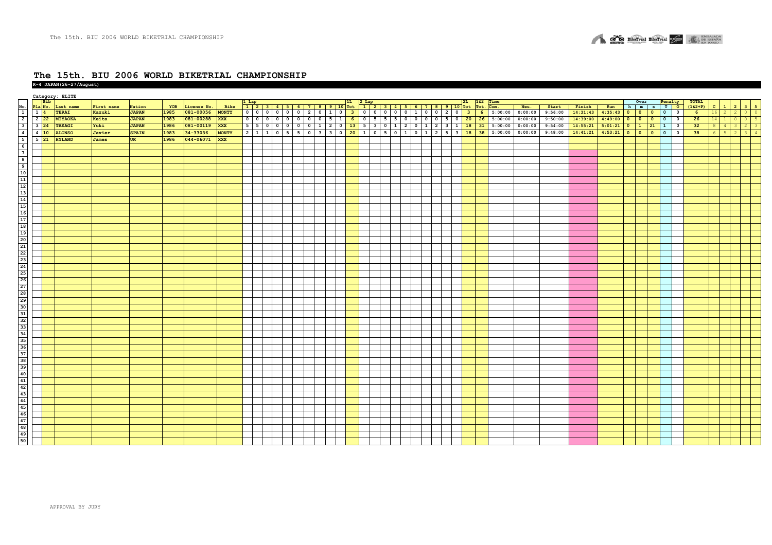# The 15th. BIU 2006 WORLD BIKETRIAL CHAMPIONSHIP

**R-4 JAPAN(26-27/August)**

Category: ELITE

| No. | Pla | Bib No. | Last name | First name | Nation | YOB | License No. | Bike | 1 Lap | | | | | | | | | | 1L | 2 Lap | | | | | | | | | | 2L | 1&2 | Time | | | | | Over | | | Penalty | | TOTAL | | | | | |
|---|---|---|---|---|---|---|---|---|---|---|---|---|---|---|---|---|---|---|---|---|---|---|---|---|---|---|---|---|---|---|---|---|---|---|---|---|---|---|---|---|---|---|---|---|---|---|---|
| | | | | | | | | | 1 | 2 | 3 | 4 | 5 | 6 | 7 | 8 | 9 | 10 | Tot | 1 | 2 | 3 | 4 | 5 | 6 | 7 | 8 | 9 | 10 | Tot | Tot. | Com. | Neu. | Start | Finish | Run | h | m | s | T | O | (1&2+P) | C | 1 | 2 | 3 | 5 |
| 1 | 1 | 4 | TERAI | Kazuki | JAPAN | 1985 | 081-00056 | MONTY | 0 | 0 | 0 | 0 | 0 | 0 | 2 | 0 | 1 | 0 | 3 | 0 | 0 | 0 | 0 | 0 | 1 | 0 | 0 | 2 | 0 | 3 | 6 | 5:00:00 | 0:00:00 | 9:56:00 | 14:31:43 | 4:35:43 | 0 | 0 | 0 | 0 | 0 | 6 | 16 | 2 | 2 | 0 | 0 |
| 2 | 2 | 22 | MIYAOKA | Keita | JAPAN | 1983 | 081-00288 | XXX | 0 | 0 | 0 | 0 | 0 | 0 | 0 | 0 | 5 | 1 | 6 | 0 | 5 | 5 | 5 | 0 | 0 | 0 | 0 | 5 | 0 | 20 | 26 | 5:00:00 | 0:00:00 | 9:50:00 | 14:39:00 | 4:49:00 | 0 | 0 | 0 | 0 | 0 | 26 | 14 | 1 | 0 | 0 | 5 |
| 3 | 3 | 24 | TAKAGI | Yuki | JAPAN | 1986 | 081-00119 | XXX | 5 | 5 | 0 | 0 | 0 | 0 | 0 | 1 | 2 | 0 | 13 | 5 | 3 | 0 | 1 | 2 | 0 | 1 | 2 | 3 | 1 | 18 | 31 | 5:00:00 | 0:00:00 | 9:54:00 | 14:55:21 | 5:01:21 | 0 | 1 | 21 | 1 | 0 | 32 | 8 | 4 | 3 | 2 | 3 |
| 4 | 4 | 10 | ALONSO | Javier | SPAIN | 1983 | 34-33036 | MONTY | 2 | 1 | 1 | 0 | 5 | 5 | 0 | 3 | 3 | 0 | 20 | 1 | 0 | 5 | 0 | 1 | 0 | 1 | 2 | 5 | 3 | 18 | 38 | 5:00:00 | 0:00:00 | 9:48:00 | 14:41:21 | 4:53:21 | 0 | 0 | 0 | 0 | 0 | 38 | 6 | 5 | 2 | 3 | 4 |
| 5 | 5 | 21 | HYLAND | James | UK | 1986 | 044-06071 | XXX | | | | | | | | | | | | | | | | | | | | | | | | | | | | | | | | | | | | | | | |
| 6 | | | | | | | | | | | | | | | | | | | | | | | | | | | | | | | | | | | | | | | | | | | | | | | |
| 7 | | | | | | | | | | | | | | | | | | | | | | | | | | | | | | | | | | | | | | | | | | | | | | | |
| 8 | | | | | | | | | | | | | | | | | | | | | | | | | | | | | | | | | | | | | | | | | | | | | | | |
| 9 | | | | | | | | | | | | | | | | | | | | | | | | | | | | | | | | | | | | | | | | | | | | | | | |
| 10 | | | | | | | | | | | | | | | | | | | | | | | | | | | | | | | | | | | | | | | | | | | | | | | |
| 11 | | | | | | | | | | | | | | | | | | | | | | | | | | | | | | | | | | | | | | | | | | | | | | | |
| 12 | | | | | | | | | | | | | | | | | | | | | | | | | | | | | | | | | | | | | | | | | | | | | | | |
| 13 | | | | | | | | | | | | | | | | | | | | | | | | | | | | | | | | | | | | | | | | | | | | | | | |
| 14 | | | | | | | | | | | | | | | | | | | | | | | | | | | | | | | | | | | | | | | | | | | | | | | |
| 15 | | | | | | | | | | | | | | | | | | | | | | | | | | | | | | | | | | | | | | | | | | | | | | | |
| 16 | | | | | | | | | | | | | | | | | | | | | | | | | | | | | | | | | | | | | | | | | | | | | | | |
| 17 | | | | | | | | | | | | | | | | | | | | | | | | | | | | | | | | | | | | | | | | | | | | | | | |
| 18 | | | | | | | | | | | | | | | | | | | | | | | | | | | | | | | | | | | | | | | | | | | | | | | |
| 19 | | | | | | | | | | | | | | | | | | | | | | | | | | | | | | | | | | | | | | | | | | | | | | | |
| 20 | | | | | | | | | | | | | | | | | | | | | | | | | | | | | | | | | | | | | | | | | | | | | | | |
| 21 | | | | | | | | | | | | | | | | | | | | | | | | | | | | | | | | | | | | | | | | | | | | | | | |
| 22 | | | | | | | | | | | | | | | | | | | | | | | | | | | | | | | | | | | | | | | | | | | | | | | |
| 23 | | | | | | | | | | | | | | | | | | | | | | | | | | | | | | | | | | | | | | | | | | | | | | | |
| 24 | | | | | | | | | | | | | | | | | | | | | | | | | | | | | | | | | | | | | | | | | | | | | | | |
| 25 | | | | | | | | | | | | | | | | | | | | | | | | | | | | | | | | | | | | | | | | | | | | | | | |
| 26 | | | | | | | | | | | | | | | | | | | | | | | | | | | | | | | | | | | | | | | | | | | | | | | |
| 27 | | | | | | | | | | | | | | | | | | | | | | | | | | | | | | | | | | | | | | | | | | | | | | | |
| 28 | | | | | | | | | | | | | | | | | | | | | | | | | | | | | | | | | | | | | | | | | | | | | | | |
| 29 | | | | | | | | | | | | | | | | | | | | | | | | | | | | | | | | | | | | | | | | | | | | | | | |
| 30 | | | | | | | | | | | | | | | | | | | | | | | | | | | | | | | | | | | | | | | | | | | | | | | |
| 31 | | | | | | | | | | | | | | | | | | | | | | | | | | | | | | | | | | | | | | | | | | | | | | | |
| 32 | | | | | | | | | | | | | | | | | | | | | | | | | | | | | | | | | | | | | | | | | | | | | | | |
| 33 | | | | | | | | | | | | | | | | | | | | | | | | | | | | | | | | | | | | | | | | | | | | | | | |
| 34 | | | | | | | | | | | | | | | | | | | | | | | | | | | | | | | | | | | | | | | | | | | | | | | |
| 35 | | | | | | | | | | | | | | | | | | | | | | | | | | | | | | | | | | | | | | | | | | | | | | | |
| 36 | | | | | | | | | | | | | | | | | | | | | | | | | | | | | | | | | | | | | | | | | | | | | | | |
| 37 | | | | | | | | | | | | | | | | | | | | | | | | | | | | | | | | | | | | | | | | | | | | | | | |
| 38 | | | | | | | | | | | | | | | | | | | | | | | | | | | | | | | | | | | | | | | | | | | | | | | |
| 39 | | | | | | | | | | | | | | | | | | | | | | | | | | | | | | | | | | | | | | | | | | | | | | | |
| 40 | | | | | | | | | | | | | | | | | | | | | | | | | | | | | | | | | | | | | | | | | | | | | | | |
| 41 | | | | | | | | | | | | | | | | | | | | | | | | | | | | | | | | | | | | | | | | | | | | | | | |
| 42 | | | | | | | | | | | | | | | | | | | | | | | | | | | | | | | | | | | | | | | | | | | | | | | |
| 43 | | | | | | | | | | | | | | | | | | | | | | | | | | | | | | | | | | | | | | | | | | | | | | | |
| 44 | | | | | | | | | | | | | | | | | | | | | | | | | | | | | | | | | | | | | | | | | | | | | | | |
| 45 | | | | | | | | | | | | | | | | | | | | | | | | | | | | | | | | | | | | | | | | | | | | | | | |
| 46 | | | | | | | | | | | | | | | | | | | | | | | | | | | | | | | | | | | | | | | | | | | | | | | |
| 47 | | | | | | | | | | | | | | | | | | | | | | | | | | | | | | | | | | | | | | | | | | | | | | | |
| 48 | | | | | | | | | | | | | | | | | | | | | | | | | | | | | | | | | | | | | | | | | | | | | | | |
| 49 | | | | | | | | | | | | | | | | | | | | | | | | | | | | | | | | | | | | | | | | | | | | | | | |
| 50 | | | | | | | | | | | | | | | | | | | | | | | | | | | | | | | | | | | | | | | | | | | | | | | |

APPROVAL BY JURY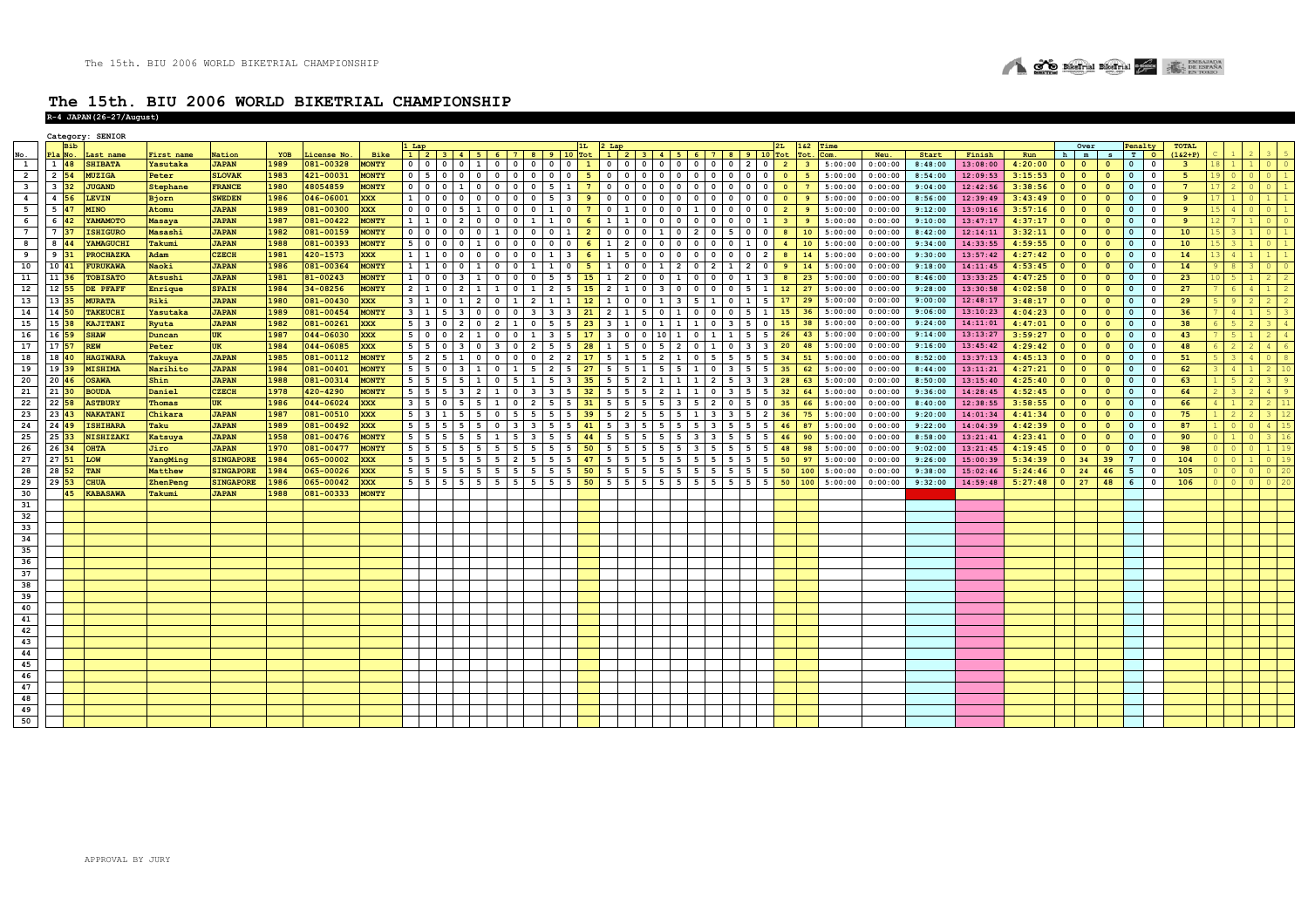# The 15th. BIU 2006 WORLD BIKETRIAL CHAMPIONSHIP

**R-4 JAPAN(26-27/August)**

Category: SENIOR

| No. | Pla | Bib No. | Last name | First name | Nation | YOB | License No. | Bike | 1 Lap | | | | | | | | | | 1L | 2 Lap | | | | | | | | | | 2L | 1&2 | Time | | | | | Over | | | Penalty | | TOTAL | | | | | |
|---|---|---|---|---|---|---|---|---|---|---|---|---|---|---|---|---|---|---|---|---|---|---|---|---|---|---|---|---|---|---|---|---|---|---|---|---|---|---|---|---|---|---|---|---|---|---|---|
| | | | | | | | | | 1 | 2 | 3 | 4 | 5 | 6 | 7 | 8 | 9 | 10 | Tot | 1 | 2 | 3 | 4 | 5 | 6 | 7 | 8 | 9 | 10 | Tot | Tot. | Com. | Neu. | Start | Finish | Run | h | m | s | T | O | (1&2+P) | C | 1 | 2 | 3 | 5 |
| 1 | 1 | 48 | SHIBATA | Yasutaka | JAPAN | 1989 | 081-00328 | MONTY | 0 | 0 | 0 | 0 | 1 | 0 | 0 | 0 | 0 | 0 | 1 | 0 | 0 | 0 | 0 | 0 | 0 | 0 | 0 | 2 | 0 | 2 | 3 | 5:00:00 | 0:00:00 | 8:48:00 | 13:08:00 | 4:20:00 | 0 | 0 | 0 | 0 | 0 | 3 | 18 | 1 | 1 | 0 | 0 |
| 2 | 2 | 54 | MUZIGA | Peter | SLOVAK | 1983 | 421-00031 | MONTY | 0 | 5 | 0 | 0 | 0 | 0 | 0 | 0 | 0 | 0 | 5 | 0 | 0 | 0 | 0 | 0 | 0 | 0 | 0 | 0 | 0 | 0 | 5 | 5:00:00 | 0:00:00 | 8:54:00 | 12:09:53 | 3:15:53 | 0 | 0 | 0 | 0 | 0 | 5 | 19 | 0 | 0 | 0 | 1 |
| 3 | 3 | 32 | JUGAND | Stephane | FRANCE | 1980 | 48054859 | MONTY | 0 | 0 | 0 | 1 | 0 | 0 | 0 | 0 | 5 | 1 | 7 | 0 | 0 | 0 | 0 | 0 | 0 | 0 | 0 | 0 | 0 | 0 | 7 | 5:00:00 | 0:00:00 | 9:04:00 | 12:42:56 | 3:38:56 | 0 | 0 | 0 | 0 | 0 | 7 | 17 | 2 | 0 | 0 | 1 |
| 4 | 4 | 56 | LEVIN | Bjorn | SWEDEN | 1986 | 046-06001 | XXX | 1 | 0 | 0 | 0 | 0 | 0 | 0 | 0 | 5 | 3 | 9 | 0 | 0 | 0 | 0 | 0 | 0 | 0 | 0 | 0 | 0 | 0 | 9 | 5:00:00 | 0:00:00 | 8:56:00 | 12:39:49 | 3:43:49 | 0 | 0 | 0 | 0 | 0 | 9 | 17 | 1 | 0 | 1 | 1 |
| 5 | 5 | 47 | MINO | Atomu | JAPAN | 1989 | 081-00300 | XXX | 0 | 0 | 0 | 5 | 1 | 0 | 0 | 0 | 1 | 0 | 7 | 0 | 1 | 0 | 0 | 0 | 1 | 0 | 0 | 0 | 0 | 2 | 9 | 5:00:00 | 0:00:00 | 9:12:00 | 13:09:16 | 3:57:16 | 0 | 0 | 0 | 0 | 0 | 9 | 15 | 4 | 0 | 0 | 1 |
| 6 | 6 | 42 | YAMAMOTO | Masaya | JAPAN | 1987 | 081-00422 | MONTY | 1 | 1 | 0 | 2 | 0 | 0 | 0 | 1 | 1 | 0 | 6 | 1 | 1 | 0 | 0 | 0 | 0 | 0 | 0 | 0 | 1 | 3 | 9 | 5:00:00 | 0:00:00 | 9:10:00 | 13:47:17 | 4:37:17 | 0 | 0 | 0 | 0 | 0 | 9 | 12 | 7 | 1 | 0 | 0 |
| 7 | 7 | 37 | ISHIGURO | Masashi | JAPAN | 1982 | 081-00159 | MONTY | 0 | 0 | 0 | 0 | 0 | 1 | 0 | 0 | 0 | 1 | 2 | 0 | 0 | 0 | 1 | 0 | 2 | 0 | 5 | 0 | 0 | 8 | 10 | 5:00:00 | 0:00:00 | 8:42:00 | 12:14:11 | 3:32:11 | 0 | 0 | 0 | 0 | 0 | 10 | 15 | 3 | 1 | 0 | 1 |
| 8 | 8 | 44 | YAMAGUCHI | Takumi | JAPAN | 1988 | 081-00393 | MONTY | 5 | 0 | 0 | 0 | 1 | 0 | 0 | 0 | 0 | 0 | 6 | 1 | 2 | 0 | 0 | 0 | 0 | 0 | 0 | 1 | 0 | 4 | 10 | 5:00:00 | 0:00:00 | 9:34:00 | 14:33:55 | 4:59:55 | 0 | 0 | 0 | 0 | 0 | 10 | 15 | 3 | 1 | 0 | 1 |
| 9 | 9 | 31 | PROCHAZKA | Adam | CZECH | 1981 | 420-1573 | XXX | 1 | 1 | 0 | 0 | 0 | 0 | 0 | 0 | 1 | 3 | 6 | 1 | 5 | 0 | 0 | 0 | 0 | 0 | 0 | 0 | 2 | 8 | 14 | 5:00:00 | 0:00:00 | 9:30:00 | 13:57:42 | 4:27:42 | 0 | 0 | 0 | 0 | 0 | 14 | 13 | 4 | 1 | 1 | 1 |
| 10 | 10 | 41 | FURUKAWA | Naoki | JAPAN | 1986 | 081-00364 | MONTY | 1 | 1 | 0 | 0 | 1 | 0 | 0 | 1 | 1 | 0 | 5 | 1 | 0 | 0 | 1 | 2 | 0 | 2 | 1 | 2 | 0 | 9 | 14 | 5:00:00 | 0:00:00 | 9:18:00 | 14:11:45 | 4:53:45 | 0 | 0 | 0 | 0 | 0 | 14 | 9 | 8 | 3 | 0 | 0 |
| 11 | 11 | 36 | TOBISATO | Atsushi | JAPAN | 1981 | 81-00243 | MONTY | 1 | 0 | 0 | 3 | 1 | 0 | 0 | 0 | 5 | 5 | 15 | 1 | 2 | 0 | 0 | 1 | 0 | 0 | 0 | 1 | 3 | 8 | 23 | 5:00:00 | 0:00:00 | 8:46:00 | 13:33:25 | 4:47:25 | 0 | 0 | 0 | 0 | 0 | 23 | 10 | 5 | 1 | 2 | 2 |
| 12 | 12 | 55 | DE PFAFF | Enrique | SPAIN | 1984 | 34-08256 | MONTY | 2 | 1 | 0 | 2 | 1 | 1 | 0 | 1 | 2 | 5 | 15 | 2 | 1 | 0 | 3 | 0 | 0 | 0 | 0 | 5 | 1 | 12 | 27 | 5:00:00 | 0:00:00 | 9:28:00 | 13:30:58 | 4:02:58 | 0 | 0 | 0 | 0 | 0 | 27 | 7 | 6 | 4 | 1 | 2 |
| 13 | 13 | 35 | MURATA | Riki | JAPAN | 1980 | 081-00430 | XXX | 3 | 1 | 0 | 1 | 2 | 0 | 1 | 2 | 1 | 1 | 12 | 1 | 0 | 0 | 1 | 3 | 5 | 1 | 0 | 1 | 5 | 17 | 29 | 5:00:00 | 0:00:00 | 9:00:00 | 12:48:17 | 3:48:17 | 0 | 0 | 0 | 0 | 0 | 29 | 5 | 9 | 2 | 2 | 2 |
| 14 | 14 | 50 | TAKEUCHI | Yasutaka | JAPAN | 1989 | 081-00454 | MONTY | 3 | 1 | 5 | 3 | 0 | 0 | 0 | 3 | 3 | 3 | 21 | 2 | 1 | 5 | 0 | 1 | 0 | 0 | 0 | 5 | 1 | 15 | 36 | 5:00:00 | 0:00:00 | 9:06:00 | 13:10:23 | 4:04:23 | 0 | 0 | 0 | 0 | 0 | 36 | 7 | 4 | 1 | 5 | 3 |
| 15 | 15 | 38 | KAJITANI | Ryuta | JAPAN | 1982 | 081-00261 | XXX | 5 | 3 | 0 | 2 | 0 | 2 | 1 | 0 | 5 | 5 | 23 | 3 | 1 | 0 | 1 | 1 | 1 | 0 | 3 | 5 | 0 | 15 | 38 | 5:00:00 | 0:00:00 | 9:24:00 | 14:11:01 | 4:47:01 | 0 | 0 | 0 | 0 | 0 | 38 | 6 | 5 | 2 | 3 | 4 |
| 16 | 16 | 59 | SHAW | Duncan | UK | 1987 | 044-06030 | XXX | 5 | 0 | 0 | 2 | 1 | 0 | 0 | 1 | 3 | 5 | 17 | 3 | 0 | 0 | 10 | 1 | 0 | 1 | 1 | 5 | 5 | 26 | 43 | 5:00:00 | 0:00:00 | 9:14:00 | 13:13:27 | 3:59:27 | 0 | 0 | 0 | 0 | 0 | 43 | 7 | 5 | 1 | 2 | 4 |
| 17 | 17 | 57 | REW | Peter | UK | 1984 | 044-06085 | XXX | 5 | 5 | 0 | 3 | 0 | 3 | 0 | 2 | 5 | 5 | 28 | 1 | 5 | 0 | 5 | 2 | 0 | 1 | 0 | 3 | 3 | 20 | 48 | 5:00:00 | 0:00:00 | 9:16:00 | 13:45:42 | 4:29:42 | 0 | 0 | 0 | 0 | 0 | 48 | 6 | 2 | 2 | 4 | 6 |
| 18 | 18 | 40 | HAGIWARA | Takuya | JAPAN | 1985 | 081-00112 | MONTY | 5 | 2 | 5 | 1 | 0 | 0 | 0 | 0 | 2 | 2 | 17 | 5 | 1 | 5 | 2 | 1 | 0 | 5 | 5 | 5 | 5 | 34 | 51 | 5:00:00 | 0:00:00 | 8:52:00 | 13:37:13 | 4:45:13 | 0 | 0 | 0 | 0 | 0 | 51 | 5 | 3 | 4 | 0 | 8 |
| 19 | 19 | 39 | MISHIMA | Narihito | JAPAN | 1984 | 081-00401 | MONTY | 5 | 5 | 0 | 3 | 1 | 0 | 1 | 5 | 2 | 5 | 27 | 5 | 5 | 1 | 5 | 5 | 1 | 0 | 3 | 5 | 5 | 35 | 62 | 5:00:00 | 0:00:00 | 8:44:00 | 13:11:21 | 4:27:21 | 0 | 0 | 0 | 0 | 0 | 62 | 3 | 4 | 1 | 2 | 10 |
| 20 | 20 | 46 | OSAWA | Shin | JAPAN | 1988 | 081-00314 | MONTY | 5 | 5 | 5 | 5 | 1 | 0 | 5 | 1 | 5 | 3 | 35 | 5 | 5 | 2 | 1 | 1 | 1 | 2 | 5 | 3 | 3 | 28 | 63 | 5:00:00 | 0:00:00 | 8:50:00 | 13:15:40 | 4:25:40 | 0 | 0 | 0 | 0 | 0 | 63 | 1 | 5 | 2 | 3 | 9 |
| 21 | 21 | 30 | BOUDA | Daniel | CZECH | 1978 | 420-4290 | MONTY | 5 | 5 | 5 | 3 | 2 | 1 | 0 | 3 | 3 | 5 | 32 | 5 | 5 | 5 | 2 | 1 | 1 | 0 | 3 | 5 | 5 | 32 | 64 | 5:00:00 | 0:00:00 | 9:36:00 | 14:28:45 | 4:52:45 | 0 | 0 | 0 | 0 | 0 | 64 | 2 | 3 | 2 | 4 | 9 |
| 22 | 22 | 58 | ASTBURY | Thomas | UK | 1986 | 044-06024 | XXX | 3 | 5 | 0 | 5 | 5 | 1 | 0 | 2 | 5 | 5 | 31 | 5 | 5 | 5 | 5 | 3 | 5 | 2 | 0 | 5 | 0 | 35 | 66 | 5:00:00 | 0:00:00 | 8:40:00 | 12:38:55 | 3:58:55 | 0 | 0 | 0 | 0 | 0 | 66 | 4 | 1 | 2 | 2 | 11 |
| 23 | 23 | 43 | NAKATANI | Chikara | JAPAN | 1987 | 081-00510 | XXX | 5 | 3 | 1 | 5 | 5 | 0 | 5 | 5 | 5 | 5 | 39 | 5 | 2 | 5 | 5 | 5 | 1 | 3 | 3 | 5 | 2 | 36 | 75 | 5:00:00 | 0:00:00 | 9:20:00 | 14:01:34 | 4:41:34 | 0 | 0 | 0 | 0 | 0 | 75 | 1 | 2 | 2 | 3 | 12 |
| 24 | 24 | 49 | ISHIHARA | Taku | JAPAN | 1989 | 081-00492 | XXX | 5 | 5 | 5 | 5 | 5 | 0 | 3 | 3 | 5 | 5 | 41 | 5 | 3 | 5 | 5 | 5 | 5 | 3 | 5 | 5 | 5 | 46 | 87 | 5:00:00 | 0:00:00 | 9:22:00 | 14:04:39 | 4:42:39 | 0 | 0 | 0 | 0 | 0 | 87 | 1 | 0 | 0 | 4 | 15 |
| 25 | 25 | 33 | NISHIZAKI | Katsuya | JAPAN | 1958 | 081-00476 | MONTY | 5 | 5 | 5 | 5 | 5 | 1 | 5 | 3 | 5 | 5 | 44 | 5 | 5 | 5 | 5 | 5 | 3 | 3 | 5 | 5 | 5 | 46 | 90 | 5:00:00 | 0:00:00 | 8:58:00 | 13:21:41 | 4:23:41 | 0 | 0 | 0 | 0 | 0 | 90 | 0 | 1 | 0 | 3 | 16 |
| 26 | 26 | 34 | OHTA | Jiro | JAPAN | 1970 | 081-00477 | MONTY | 5 | 5 | 5 | 5 | 5 | 5 | 5 | 5 | 5 | 5 | 50 | 5 | 5 | 5 | 5 | 5 | 3 | 5 | 5 | 5 | 5 | 48 | 98 | 5:00:00 | 0:00:00 | 9:02:00 | 13:21:45 | 4:19:45 | 0 | 0 | 0 | 0 | 0 | 98 | 0 | 0 | 0 | 1 | 19 |
| 27 | 27 | 51 | LOW | YangMing | SINGAPORE | 1984 | 065-00002 | XXX | 5 | 5 | 5 | 5 | 5 | 5 | 2 | 5 | 5 | 5 | 47 | 5 | 5 | 5 | 5 | 5 | 5 | 5 | 5 | 5 | 5 | 50 | 97 | 5:00:00 | 0:00:00 | 9:26:00 | 15:00:39 | 5:34:39 | 0 | 34 | 39 | 7 | 0 | 104 | 0 | 0 | 1 | 0 | 19 |
| 28 | 28 | 52 | TAN | Matthew | SINGAPORE | 1984 | 065-00026 | XXX | 5 | 5 | 5 | 5 | 5 | 5 | 5 | 5 | 5 | 5 | 50 | 5 | 5 | 5 | 5 | 5 | 5 | 5 | 5 | 5 | 5 | 50 | 100 | 5:00:00 | 0:00:00 | 9:38:00 | 15:02:46 | 5:24:46 | 0 | 24 | 46 | 5 | 0 | 105 | 0 | 0 | 0 | 0 | 20 |
| 29 | 29 | 53 | CHUA | ZhenPeng | SINGAPORE | 1986 | 065-00042 | XXX | 5 | 5 | 5 | 5 | 5 | 5 | 5 | 5 | 5 | 5 | 50 | 5 | 5 | 5 | 5 | 5 | 5 | 5 | 5 | 5 | 5 | 50 | 100 | 5:00:00 | 0:00:00 | 9:32:00 | 14:59:48 | 5:27:48 | 0 | 27 | 48 | 6 | 0 | 106 | 0 | 0 | 0 | 0 | 20 |
| 30 | | 45 | KABASAWA | Takumi | JAPAN | 1988 | 081-00333 | MONTY | | | | | | | | | | | | | | | | | | | | | | | | | | | | | | | | | | | | | | | |
| 31 | | | | | | | | | | | | | | | | | | | | | | | | | | | | | | | | | | | | | | | | | | | | | | | |
| 32 | | | | | | | | | | | | | | | | | | | | | | | | | | | | | | | | | | | | | | | | | | | | | | | |
| 33 | | | | | | | | | | | | | | | | | | | | | | | | | | | | | | | | | | | | | | | | | | | | | | | |
| 34 | | | | | | | | | | | | | | | | | | | | | | | | | | | | | | | | | | | | | | | | | | | | | | | |
| 35 | | | | | | | | | | | | | | | | | | | | | | | | | | | | | | | | | | | | | | | | | | | | | | | |
| 36 | | | | | | | | | | | | | | | | | | | | | | | | | | | | | | | | | | | | | | | | | | | | | | | |
| 37 | | | | | | | | | | | | | | | | | | | | | | | | | | | | | | | | | | | | | | | | | | | | | | | |
| 38 | | | | | | | | | | | | | | | | | | | | | | | | | | | | | | | | | | | | | | | | | | | | | | | |
| 39 | | | | | | | | | | | | | | | | | | | | | | | | | | | | | | | | | | | | | | | | | | | | | | | |
| 40 | | | | | | | | | | | | | | | | | | | | | | | | | | | | | | | | | | | | | | | | | | | | | | | |
| 41 | | | | | | | | | | | | | | | | | | | | | | | | | | | | | | | | | | | | | | | | | | | | | | | |
| 42 | | | | | | | | | | | | | | | | | | | | | | | | | | | | | | | | | | | | | | | | | | | | | | | |
| 43 | | | | | | | | | | | | | | | | | | | | | | | | | | | | | | | | | | | | | | | | | | | | | | | |
| 44 | | | | | | | | | | | | | | | | | | | | | | | | | | | | | | | | | | | | | | | | | | | | | | | |
| 45 | | | | | | | | | | | | | | | | | | | | | | | | | | | | | | | | | | | | | | | | | | | | | | | |
| 46 | | | | | | | | | | | | | | | | | | | | | | | | | | | | | | | | | | | | | | | | | | | | | | | |
| 47 | | | | | | | | | | | | | | | | | | | | | | | | | | | | | | | | | | | | | | | | | | | | | | | |
| 48 | | | | | | | | | | | | | | | | | | | | | | | | | | | | | | | | | | | | | | | | | | | | | | | |
| 49 | | | | | | | | | | | | | | | | | | | | | | | | | | | | | | | | | | | | | | | | | | | | | | | |
| 50 | | | | | | | | | | | | | | | | | | | | | | | | | | | | | | | | | | | | | | | | | | | | | | | |

APPROVAL BY JURY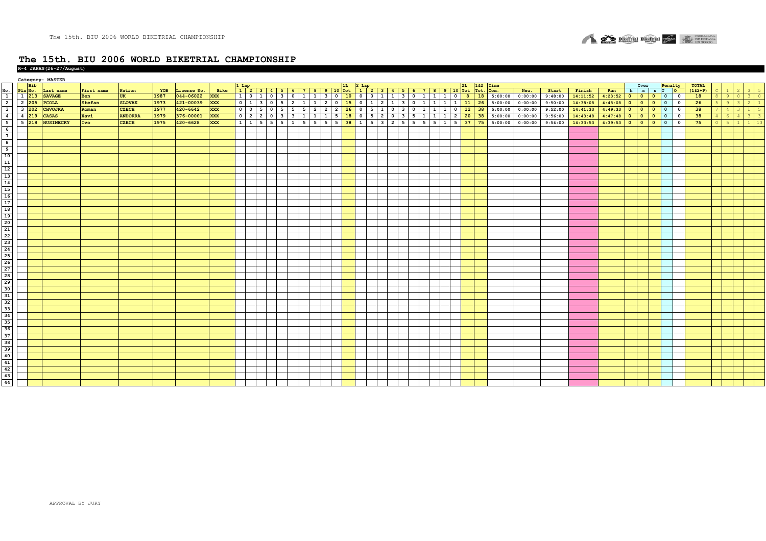# The 15th. BIU 2006 WORLD BIKETRIAL CHAMPIONSHIP

**R-4 JAPAN(26-27/August)**

**Category: MASTER**

| No. | Pla | Bib No. | Last name | First name | Nation | YOB | License No. | Bike | 1 Lap | | | | | | | | | | 1L | 2 Lap | | | | | | | | | | 2L | 1&2 | Time | | | | | Over | | | Penalty | | TOTAL | | | | | |
|---|---|---|---|---|---|---|---|---|---|---|---|---|---|---|---|---|---|---|---|---|---|---|---|---|---|---|---|---|---|---|---|---|---|---|---|---|---|---|---|---|---|---|---|---|---|---|---|
| | | | | | | | | | 1 | 2 | 3 | 4 | 5 | 6 | 7 | 8 | 9 | 10 | Tot | 1 | 2 | 3 | 4 | 5 | 6 | 7 | 8 | 9 | 10 | Tot | Tot. | Com. | Neu. | Start | Finish | Run | h | m | s | T | O | (1&2+P) | C | 1 | 2 | 3 | 5 |
| 1 | 1 | 213 | SAVAGE | Ben | UK | 1987 | 044-06022 | XXX | 1 | 0 | 1 | 0 | 3 | 0 | 1 | 1 | 3 | 0 | 10 | 0 | 0 | 1 | 1 | 3 | 0 | 1 | 1 | 1 | 0 | 8 | 18 | 5:00:00 | 0:00:00 | 9:48:00 | 14:11:52 | 4:23:52 | 0 | 0 | 0 | 0 | 0 | 18 | 8 | 9 | 0 | 3 | 0 |
| 2 | 2 | 205 | PCOLA | Stefan | SLOVAK | 1973 | 421-00039 | XXX | 0 | 1 | 3 | 0 | 5 | 2 | 1 | 1 | 2 | 0 | 15 | 0 | 1 | 2 | 1 | 3 | 0 | 1 | 1 | 1 | 1 | 11 | 26 | 5:00:00 | 0:00:00 | 9:50:00 | 14:38:08 | 4:48:08 | 0 | 0 | 0 | 0 | 0 | 26 | 5 | 9 | 3 | 2 | 1 |
| 3 | 3 | 202 | CHVOJKA | Roman | CZECH | 1977 | 420-6642 | XXX | 0 | 0 | 5 | 0 | 5 | 5 | 5 | 2 | 2 | 2 | 26 | 0 | 5 | 1 | 0 | 3 | 0 | 1 | 1 | 1 | 0 | 12 | 38 | 5:00:00 | 0:00:00 | 9:52:00 | 14:41:33 | 4:49:33 | 0 | 0 | 0 | 0 | 0 | 38 | 7 | 4 | 3 | 1 | 5 |
| 4 | 4 | 219 | CASAS | Xavi | ANDORRA | 1979 | 376-00001 | XXX | 0 | 2 | 2 | 0 | 3 | 3 | 1 | 1 | 1 | 5 | 18 | 0 | 5 | 2 | 0 | 3 | 5 | 1 | 1 | 1 | 2 | 20 | 38 | 5:00:00 | 0:00:00 | 9:56:00 | 14:43:48 | 4:47:48 | 0 | 0 | 0 | 0 | 0 | 38 | 4 | 6 | 4 | 3 | 3 |
| 5 | 5 | 218 | HUSINECKY | Ivo | CZECH | 1975 | 420-6628 | XXX | 1 | 1 | 5 | 5 | 5 | 1 | 5 | 5 | 5 | 5 | 38 | 1 | 5 | 3 | 2 | 5 | 5 | 5 | 5 | 1 | 5 | 37 | 75 | 5:00:00 | 0:00:00 | 9:54:00 | 14:33:53 | 4:39:53 | 0 | 0 | 0 | 0 | 0 | 75 | 0 | 5 | 1 | 1 | 13 |

APPROVAL BY JURY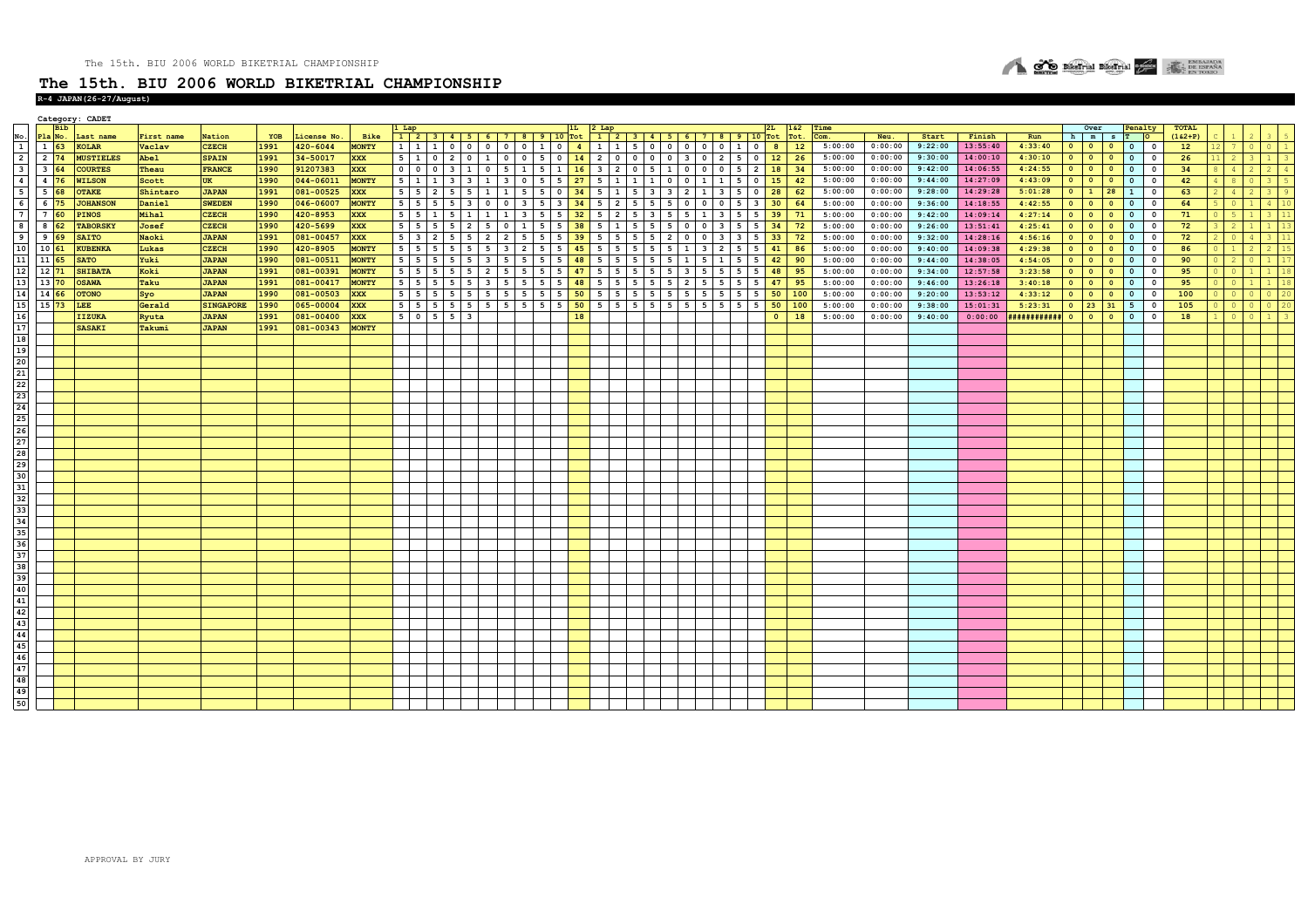# The 15th. BIU 2006 WORLD BIKETRIAL CHAMPIONSHIP

**R-4 JAPAN(26-27/August)**

Category: CADET

| No. | Pla | Bib No. | Last name | First name | Nation | YOB | License No. | Bike | 1 Lap 1 | 2 | 3 | 4 | 5 | 6 | 7 | 8 | 9 | 10 | 1L Tot | 2 Lap 1 | 2 | 3 | 4 | 5 | 6 | 7 | 8 | 9 | 10 | 2L Tot | 1&2 Tot. | Time Com. | Neu. | Start | Finish | Run | Over h | m | s | Penalty T | O | TOTAL (1&2+P) | C | 1 | 2 | 3 | 5 |
|---|---|---|---|---|---|---|---|---|---|---|---|---|---|---|---|---|---|---|---|---|---|---|---|---|---|---|---|---|---|---|---|---|---|---|---|---|---|---|---|---|---|---|---|---|---|---|---|
| 1 | 1 | 63 | KOLAR | Vaclav | CZECH | 1991 | 420-6044 | MONTY | 1 | 1 | 1 | 0 | 0 | 0 | 0 | 0 | 1 | 0 | 4 | 1 | 1 | 5 | 0 | 0 | 0 | 0 | 0 | 1 | 0 | 8 | 12 | 5:00:00 | 0:00:00 | 9:22:00 | 13:55:40 | 4:33:40 | 0 | 0 | 0 | 0 | 0 | 12 | 12 | 7 | 0 | 0 | 1 |
| 2 | 2 | 74 | MUSTIELES | Abel | SPAIN | 1991 | 34-50017 | XXX | 5 | 1 | 0 | 2 | 0 | 1 | 0 | 0 | 5 | 0 | 14 | 2 | 0 | 0 | 0 | 0 | 3 | 0 | 2 | 5 | 0 | 12 | 26 | 5:00:00 | 0:00:00 | 9:30:00 | 14:00:10 | 4:30:10 | 0 | 0 | 0 | 0 | 0 | 26 | 11 | 2 | 3 | 1 | 3 |
| 3 | 3 | 64 | COURTES | Theau | FRANCE | 1990 | 91207383 | XXX | 0 | 0 | 0 | 3 | 1 | 0 | 5 | 1 | 5 | 1 | 16 | 3 | 2 | 0 | 5 | 1 | 0 | 0 | 0 | 5 | 2 | 18 | 34 | 5:00:00 | 0:00:00 | 9:42:00 | 14:06:55 | 4:24:55 | 0 | 0 | 0 | 0 | 0 | 34 | 8 | 4 | 2 | 2 | 4 |
| 4 | 4 | 76 | WILSON | Scott | UK | 1990 | 044-06011 | MONTY | 5 | 1 | 1 | 3 | 3 | 1 | 3 | 0 | 5 | 5 | 27 | 5 | 1 | 1 | 1 | 0 | 0 | 1 | 1 | 5 | 0 | 15 | 42 | 5:00:00 | 0:00:00 | 9:44:00 | 14:27:09 | 4:43:09 | 0 | 0 | 0 | 0 | 0 | 42 | 4 | 8 | 0 | 3 | 5 |
| 5 | 5 | 68 | OTAKE | Shintaro | JAPAN | 1991 | 081-00525 | XXX | 5 | 5 | 2 | 5 | 5 | 1 | 1 | 5 | 5 | 0 | 34 | 5 | 1 | 5 | 3 | 3 | 2 | 1 | 3 | 5 | 0 | 28 | 62 | 5:00:00 | 0:00:00 | 9:28:00 | 14:29:28 | 5:01:28 | 0 | 1 | 28 | 1 | 0 | 63 | 2 | 4 | 2 | 3 | 9 |
| 6 | 6 | 75 | JOHANSON | Daniel | SWEDEN | 1990 | 046-06007 | MONTY | 5 | 5 | 5 | 5 | 3 | 0 | 0 | 3 | 5 | 3 | 34 | 5 | 2 | 5 | 5 | 5 | 0 | 0 | 0 | 5 | 3 | 30 | 64 | 5:00:00 | 0:00:00 | 9:36:00 | 14:18:55 | 4:42:55 | 0 | 0 | 0 | 0 | 0 | 64 | 5 | 0 | 1 | 4 | 10 |
| 7 | 7 | 60 | PINOS | Mihal | CZECH | 1990 | 420-8953 | XXX | 5 | 5 | 1 | 5 | 1 | 1 | 1 | 3 | 5 | 5 | 32 | 5 | 2 | 5 | 3 | 5 | 5 | 1 | 3 | 5 | 5 | 39 | 71 | 5:00:00 | 0:00:00 | 9:42:00 | 14:09:14 | 4:27:14 | 0 | 0 | 0 | 0 | 0 | 71 | 0 | 5 | 1 | 3 | 11 |
| 8 | 8 | 62 | TABORSKY | Josef | CZECH | 1990 | 420-5699 | XXX | 5 | 5 | 5 | 5 | 2 | 5 | 0 | 1 | 5 | 5 | 38 | 5 | 1 | 5 | 5 | 5 | 0 | 0 | 3 | 5 | 5 | 34 | 72 | 5:00:00 | 0:00:00 | 9:26:00 | 13:51:41 | 4:25:41 | 0 | 0 | 0 | 0 | 0 | 72 | 3 | 2 | 1 | 1 | 13 |
| 9 | 9 | 69 | SAITO | Naoki | JAPAN | 1991 | 081-00457 | XXX | 5 | 3 | 2 | 5 | 5 | 2 | 2 | 5 | 5 | 5 | 39 | 5 | 5 | 5 | 5 | 2 | 0 | 0 | 3 | 3 | 5 | 33 | 72 | 5:00:00 | 0:00:00 | 9:32:00 | 14:28:16 | 4:56:16 | 0 | 0 | 0 | 0 | 0 | 72 | 2 | 0 | 4 | 3 | 11 |
| 10 | 10 | 61 | KUBENKA | Lukas | CZECH | 1990 | 420-8905 | MONTY | 5 | 5 | 5 | 5 | 5 | 5 | 3 | 2 | 5 | 5 | 45 | 5 | 5 | 5 | 5 | 5 | 1 | 3 | 2 | 5 | 5 | 41 | 86 | 5:00:00 | 0:00:00 | 9:40:00 | 14:09:38 | 4:29:38 | 0 | 0 | 0 | 0 | 0 | 86 | 0 | 1 | 2 | 2 | 15 |
| 11 | 11 | 65 | SATO | Yuki | JAPAN | 1990 | 081-00511 | MONTY | 5 | 5 | 5 | 5 | 5 | 3 | 5 | 5 | 5 | 5 | 48 | 5 | 5 | 5 | 5 | 5 | 1 | 5 | 1 | 5 | 5 | 42 | 90 | 5:00:00 | 0:00:00 | 9:44:00 | 14:38:05 | 4:54:05 | 0 | 0 | 0 | 0 | 0 | 90 | 0 | 2 | 0 | 1 | 17 |
| 12 | 12 | 71 | SHIBATA | Koki | JAPAN | 1991 | 081-00391 | MONTY | 5 | 5 | 5 | 5 | 5 | 2 | 5 | 5 | 5 | 5 | 47 | 5 | 5 | 5 | 5 | 5 | 3 | 5 | 5 | 5 | 5 | 48 | 95 | 5:00:00 | 0:00:00 | 9:34:00 | 12:57:58 | 3:23:58 | 0 | 0 | 0 | 0 | 0 | 95 | 0 | 0 | 1 | 1 | 18 |
| 13 | 13 | 70 | OSAWA | Taku | JAPAN | 1991 | 081-00417 | MONTY | 5 | 5 | 5 | 5 | 5 | 3 | 5 | 5 | 5 | 5 | 48 | 5 | 5 | 5 | 5 | 5 | 2 | 5 | 5 | 5 | 5 | 47 | 95 | 5:00:00 | 0:00:00 | 9:46:00 | 13:26:18 | 3:40:18 | 0 | 0 | 0 | 0 | 0 | 95 | 0 | 0 | 1 | 1 | 18 |
| 14 | 14 | 66 | OTONO | Syo | JAPAN | 1990 | 081-00503 | XXX | 5 | 5 | 5 | 5 | 5 | 5 | 5 | 5 | 5 | 5 | 50 | 5 | 5 | 5 | 5 | 5 | 5 | 5 | 5 | 5 | 5 | 50 | 100 | 5:00:00 | 0:00:00 | 9:20:00 | 13:53:12 | 4:33:12 | 0 | 0 | 0 | 0 | 0 | 100 | 0 | 0 | 0 | 0 | 20 |
| 15 | 15 | 73 | LEE | Gerald | SINGAPORE | 1990 | 065-00004 | XXX | 5 | 5 | 5 | 5 | 5 | 5 | 5 | 5 | 5 | 5 | 50 | 5 | 5 | 5 | 5 | 5 | 5 | 5 | 5 | 5 | 5 | 50 | 100 | 5:00:00 | 0:00:00 | 9:38:00 | 15:01:31 | 5:23:31 | 0 | 23 | 31 | 5 | 0 | 105 | 0 | 0 | 0 | 0 | 20 |
| 16 | | | IIZUKA | Ryuta | JAPAN | 1991 | 081-00400 | XXX | 5 | 0 | 5 | 5 | 3 | | | | | | 18 | | | | | | | | | | | 0 | 18 | 5:00:00 | 0:00:00 | 9:40:00 | 0:00:00 | ############ | 0 | 0 | 0 | 0 | 0 | 18 | 1 | 0 | 0 | 1 | 3 |
| 17 | | | SASAKI | Takumi | JAPAN | 1991 | 081-00343 | MONTY | | | | | | | | | | | | | | | | | | | | | | | | | | | | | | | | | | | | | | | |

APPROVAL BY JURY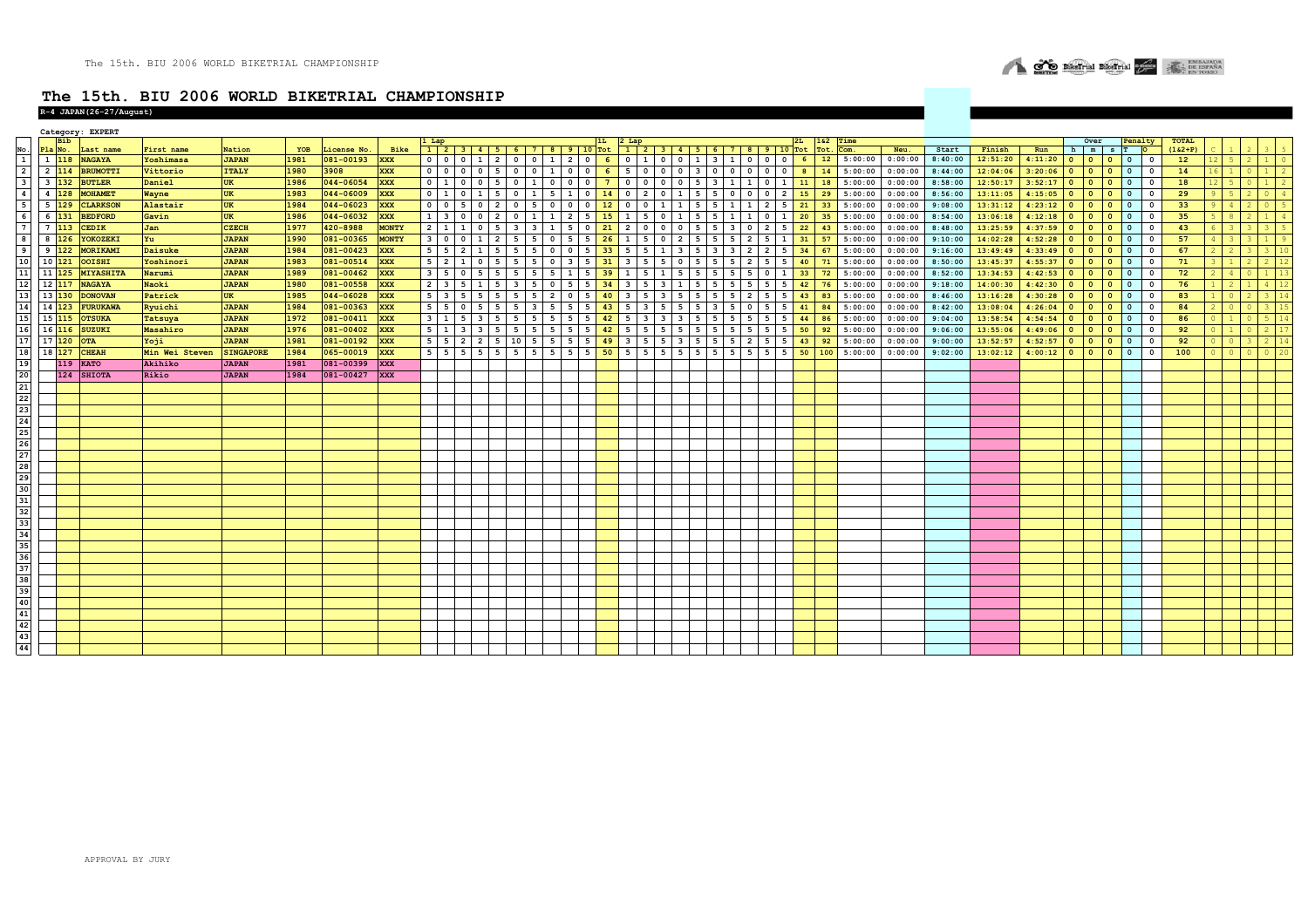# The 15th. BIU 2006 WORLD BIKETRIAL CHAMPIONSHIP

**R-4 JAPAN(26-27/August)**

Category: EXPERT

| No. | Pla | Bib No. | Last name | First name | Nation | YOB | License No. | Bike | 1 Lap 1 | 2 | 3 | 4 | 5 | 6 | 7 | 8 | 9 | 10 | 1L Tot | 2 Lap 1 | 2 | 3 | 4 | 5 | 6 | 7 | 8 | 9 | 10 | 2L Tot | 1&2 Tot. | Time Com. | Neu. | Start | Finish | Run | Over h | m | s | Penalty T | O | TOTAL (1&2+P) | C | 1 | 2 | 3 | 5 |
|---|---|---|---|---|---|---|---|---|---|---|---|---|---|---|---|---|---|---|---|---|---|---|---|---|---|---|---|---|---|---|---|---|---|---|---|---|---|---|---|---|---|---|---|---|---|---|---|
| 1 | 1 | 118 | NAGAYA | Yoshimasa | JAPAN | 1981 | 081-00193 | XXX | 0 | 0 | 0 | 1 | 2 | 0 | 0 | 1 | 2 | 0 | 6 | 0 | 1 | 0 | 0 | 1 | 3 | 1 | 0 | 0 | 0 | 6 | 12 | 5:00:00 | 0:00:00 | 8:40:00 | 12:51:20 | 4:11:20 | 0 | 0 | 0 | 0 | 0 | 12 | 12 | 5 | 2 | 1 | 0 |
| 2 | 2 | 114 | BRUMOTTI | Vittorio | ITALY | 1980 | 3908 | XXX | 0 | 0 | 0 | 0 | 5 | 0 | 0 | 1 | 0 | 0 | 6 | 5 | 0 | 0 | 0 | 3 | 0 | 0 | 0 | 0 | 0 | 8 | 14 | 5:00:00 | 0:00:00 | 8:44:00 | 12:04:06 | 3:20:06 | 0 | 0 | 0 | 0 | 0 | 14 | 16 | 1 | 0 | 1 | 2 |
| 3 | 3 | 132 | BUTLER | Daniel | UK | 1986 | 044-06054 | XXX | 0 | 1 | 0 | 0 | 5 | 0 | 1 | 0 | 0 | 0 | 7 | 0 | 0 | 0 | 0 | 5 | 3 | 1 | 1 | 0 | 1 | 11 | 18 | 5:00:00 | 0:00:00 | 8:58:00 | 12:50:17 | 3:52:17 | 0 | 0 | 0 | 0 | 0 | 18 | 12 | 5 | 0 | 1 | 2 |
| 4 | 4 | 128 | MOHAMET | Wayne | UK | 1983 | 044-06009 | XXX | 0 | 1 | 0 | 1 | 5 | 0 | 1 | 5 | 1 | 0 | 14 | 0 | 2 | 0 | 1 | 5 | 5 | 0 | 0 | 0 | 2 | 15 | 29 | 5:00:00 | 0:00:00 | 8:56:00 | 13:11:05 | 4:15:05 | 0 | 0 | 0 | 0 | 0 | 29 | 9 | 5 | 2 | 0 | 4 |
| 5 | 5 | 129 | CLARKSON | Alastair | UK | 1984 | 044-06023 | XXX | 0 | 0 | 5 | 0 | 2 | 0 | 5 | 0 | 0 | 0 | 12 | 0 | 0 | 1 | 1 | 5 | 5 | 1 | 1 | 2 | 5 | 21 | 33 | 5:00:00 | 0:00:00 | 9:08:00 | 13:31:12 | 4:23:12 | 0 | 0 | 0 | 0 | 0 | 33 | 9 | 4 | 2 | 0 | 5 |
| 6 | 6 | 131 | BEDFORD | Gavin | UK | 1986 | 044-06032 | XXX | 1 | 3 | 0 | 0 | 2 | 0 | 1 | 1 | 2 | 5 | 15 | 1 | 5 | 0 | 1 | 5 | 5 | 1 | 1 | 0 | 1 | 20 | 35 | 5:00:00 | 0:00:00 | 8:54:00 | 13:06:18 | 4:12:18 | 0 | 0 | 0 | 0 | 0 | 35 | 5 | 8 | 2 | 1 | 4 |
| 7 | 7 | 113 | CEDIK | Jan | CZECH | 1977 | 420-8988 | MONTY | 2 | 1 | 1 | 0 | 5 | 3 | 3 | 1 | 5 | 0 | 21 | 2 | 0 | 0 | 0 | 5 | 5 | 3 | 0 | 2 | 5 | 22 | 43 | 5:00:00 | 0:00:00 | 8:48:00 | 13:25:59 | 4:37:59 | 0 | 0 | 0 | 0 | 0 | 43 | 6 | 3 | 3 | 3 | 5 |
| 8 | 8 | 126 | YOKOZEKI | Yu | JAPAN | 1990 | 081-00365 | MONTY | 3 | 0 | 0 | 1 | 2 | 5 | 5 | 0 | 5 | 5 | 26 | 1 | 5 | 0 | 2 | 5 | 5 | 5 | 2 | 5 | 1 | 31 | 57 | 5:00:00 | 0:00:00 | 9:10:00 | 14:02:28 | 4:52:28 | 0 | 0 | 0 | 0 | 0 | 57 | 4 | 3 | 3 | 1 | 9 |
| 9 | 9 | 122 | MORIKAMI | Daisuke | JAPAN | 1984 | 081-00423 | XXX | 5 | 5 | 2 | 1 | 5 | 5 | 5 | 0 | 0 | 5 | 33 | 5 | 5 | 1 | 3 | 5 | 3 | 3 | 2 | 2 | 5 | 34 | 67 | 5:00:00 | 0:00:00 | 9:16:00 | 13:49:49 | 4:33:49 | 0 | 0 | 0 | 0 | 0 | 67 | 2 | 2 | 3 | 3 | 10 |
| 10 | 10 | 121 | OOISHI | Yoshinori | JAPAN | 1983 | 081-00514 | XXX | 5 | 2 | 1 | 0 | 5 | 5 | 5 | 0 | 3 | 5 | 31 | 3 | 5 | 5 | 0 | 5 | 5 | 5 | 2 | 5 | 5 | 40 | 71 | 5:00:00 | 0:00:00 | 8:50:00 | 13:45:37 | 4:55:37 | 0 | 0 | 0 | 0 | 0 | 71 | 3 | 1 | 2 | 2 | 12 |
| 11 | 11 | 125 | MIYASHITA | Narumi | JAPAN | 1989 | 081-00462 | XXX | 3 | 5 | 0 | 5 | 5 | 5 | 5 | 5 | 1 | 5 | 39 | 1 | 5 | 1 | 5 | 5 | 5 | 5 | 5 | 0 | 1 | 33 | 72 | 5:00:00 | 0:00:00 | 8:52:00 | 13:34:53 | 4:42:53 | 0 | 0 | 0 | 0 | 0 | 72 | 2 | 4 | 0 | 1 | 13 |
| 12 | 12 | 117 | NAGAYA | Naoki | JAPAN | 1980 | 081-00558 | XXX | 2 | 3 | 5 | 1 | 5 | 3 | 5 | 0 | 5 | 5 | 34 | 3 | 5 | 3 | 1 | 5 | 5 | 5 | 5 | 5 | 5 | 42 | 76 | 5:00:00 | 0:00:00 | 9:18:00 | 14:00:30 | 4:42:30 | 0 | 0 | 0 | 0 | 0 | 76 | 1 | 2 | 1 | 4 | 12 |
| 13 | 13 | 130 | DONOVAN | Patrick | UK | 1985 | 044-06028 | XXX | 5 | 3 | 5 | 5 | 5 | 5 | 5 | 2 | 0 | 5 | 40 | 3 | 5 | 3 | 5 | 5 | 5 | 5 | 2 | 5 | 5 | 43 | 83 | 5:00:00 | 0:00:00 | 8:46:00 | 13:16:28 | 4:30:28 | 0 | 0 | 0 | 0 | 0 | 83 | 1 | 0 | 2 | 3 | 14 |
| 14 | 14 | 123 | FURUKAWA | Ryuichi | JAPAN | 1984 | 081-00363 | XXX | 5 | 5 | 0 | 5 | 5 | 5 | 3 | 5 | 5 | 5 | 43 | 5 | 3 | 5 | 5 | 5 | 3 | 5 | 0 | 5 | 5 | 41 | 84 | 5:00:00 | 0:00:00 | 8:42:00 | 13:08:04 | 4:26:04 | 0 | 0 | 0 | 0 | 0 | 84 | 2 | 0 | 0 | 3 | 15 |
| 15 | 15 | 115 | OTSUKA | Tatsuya | JAPAN | 1972 | 081-00411 | XXX | 3 | 1 | 5 | 3 | 5 | 5 | 5 | 5 | 5 | 5 | 42 | 5 | 3 | 3 | 3 | 5 | 5 | 5 | 5 | 5 | 5 | 44 | 86 | 5:00:00 | 0:00:00 | 9:04:00 | 13:58:54 | 4:54:54 | 0 | 0 | 0 | 0 | 0 | 86 | 0 | 1 | 0 | 5 | 14 |
| 16 | 16 | 116 | SUZUKI | Masahiro | JAPAN | 1976 | 081-00402 | XXX | 5 | 1 | 3 | 3 | 5 | 5 | 5 | 5 | 5 | 5 | 42 | 5 | 5 | 5 | 5 | 5 | 5 | 5 | 5 | 5 | 5 | 50 | 92 | 5:00:00 | 0:00:00 | 9:06:00 | 13:55:06 | 4:49:06 | 0 | 0 | 0 | 0 | 0 | 92 | 0 | 1 | 0 | 2 | 17 |
| 17 | 17 | 120 | OTA | Yoji | JAPAN | 1981 | 081-00192 | XXX | 5 | 5 | 2 | 2 | 5 | 10 | 5 | 5 | 5 | 5 | 49 | 3 | 5 | 5 | 3 | 5 | 5 | 5 | 2 | 5 | 5 | 43 | 92 | 5:00:00 | 0:00:00 | 9:00:00 | 13:52:57 | 4:52:57 | 0 | 0 | 0 | 0 | 0 | 92 | 0 | 0 | 3 | 2 | 14 |
| 18 | 18 | 127 | CHEAH | Min Wei Steven | SINGAPORE | 1984 | 065-00019 | XXX | 5 | 5 | 5 | 5 | 5 | 5 | 5 | 5 | 5 | 5 | 50 | 5 | 5 | 5 | 5 | 5 | 5 | 5 | 5 | 5 | 5 | 50 | 100 | 5:00:00 | 0:00:00 | 9:02:00 | 13:02:12 | 4:00:12 | 0 | 0 | 0 | 0 | 0 | 100 | 0 | 0 | 0 | 0 | 20 |
| 19 | | 119 | KATO | Akihiko | JAPAN | 1981 | 081-00399 | XXX | | | | | | | | | | | | | | | | | | | | | | | | | | | | | | | | | | | | | | | |
| 20 | | 124 | SHIOTA | Rikio | JAPAN | 1984 | 081-00427 | XXX | | | | | | | | | | | | | | | | | | | | | | | | | | | | | | | | | | | | | | | |

APPROVAL BY JURY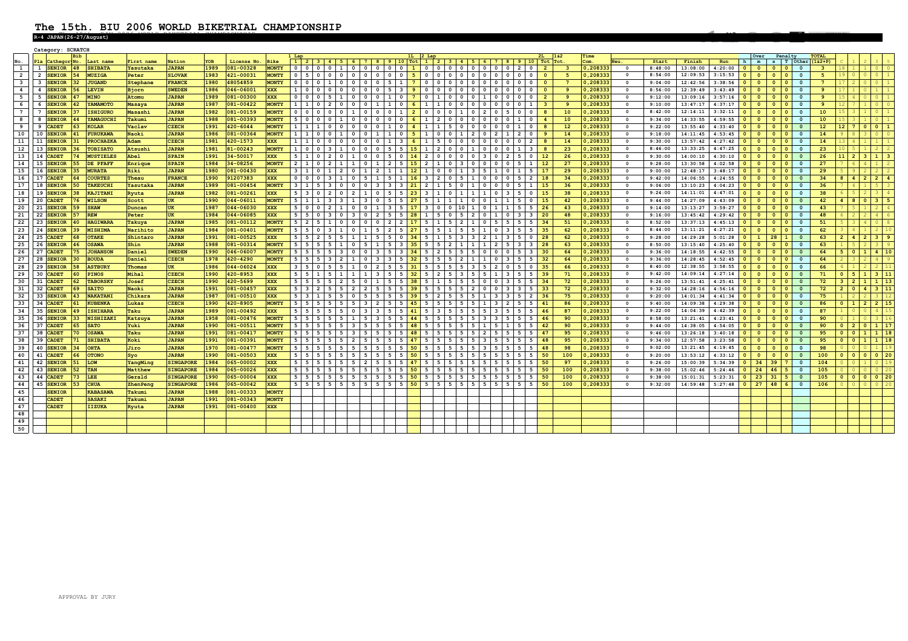# The 15th. BIU 2006 WORLD BIKETRIAL CHAMPIONSHIP

**R-4 JAPAN(26-27/August)**

Category: SCRATCH

| No. | Pla | Category | Bib No. | Last name | First name | Nation | YOB | License No. | Bike | 1 Lap | | | | | | | | | | 1L | 2 Lap | | | | | | | | | | 2L | 1&2 | Time | Neu. | Start | Finish | Run | Over | | Penalty | | | TOTAL | C | 1 | 2 | 3 | 5 |
|---|---|---|---|---|---|---|---|---|---|---|---|---|---|---|---|---|---|---|---|---|---|---|---|---|---|---|---|---|---|---|---|---|---|---|---|---|---|---|---|---|---|---|---|---|---|---|---|---|
| | | | | | | | | | | 1 | 2 | 3 | 4 | 5 | 6 | 7 | 8 | 9 | 10 | Tot | 1 | 2 | 3 | 4 | 5 | 6 | 7 | 8 | 9 | 10 | Tot | Tot. | Com. | | | | | h | m | s | T | Other | (1&2+P) | | | | | |
| 1 | 1 | SENIOR | 48 | SHIBATA | Yasutaka | JAPAN | 1989 | 081-00328 | MONTY | 0 | 0 | 0 | 0 | 1 | 0 | 0 | 0 | 0 | 0 | 1 | 0 | 0 | 0 | 0 | 0 | 0 | 0 | 0 | 2 | 0 | 2 | 3 | 0,208333 | 0 | 8:48:00 | 13:08:00 | 4:20:00 | 0 | 0 | 0 | 0 | 0 | 3 | 18 | 1 | 1 | 0 | 0 |
| 2 | 2 | SENIOR | 54 | MUZIGA | Peter | SLOVAK | 1983 | 421-00031 | MONTY | 0 | 5 | 0 | 0 | 0 | 0 | 0 | 0 | 0 | 0 | 5 | 0 | 0 | 0 | 0 | 0 | 0 | 0 | 0 | 0 | 0 | 0 | 5 | 0,208333 | 0 | 8:54:00 | 12:09:53 | 3:15:53 | 0 | 0 | 0 | 0 | 0 | 5 | 19 | 0 | 0 | 0 | 1 |
| 3 | 3 | SENIOR | 32 | JUGAND | Stephane | FRANCE | 1980 | 48054859 | MONTY | 0 | 0 | 0 | 1 | 0 | 0 | 0 | 0 | 5 | 1 | 7 | 0 | 0 | 0 | 0 | 0 | 0 | 0 | 0 | 0 | 0 | 0 | 7 | 0,208333 | 0 | 9:04:00 | 12:42:56 | 3:38:56 | 0 | 0 | 0 | 0 | 0 | 7 | 17 | 2 | 0 | 0 | 1 |
| 4 | 4 | SENIOR | 56 | LEVIN | Bjorn | SWEDEN | 1986 | 046-06001 | XXX | 1 | 0 | 0 | 0 | 0 | 0 | 0 | 0 | 5 | 3 | 9 | 0 | 0 | 0 | 0 | 0 | 0 | 0 | 0 | 0 | 0 | 0 | 9 | 0,208333 | 0 | 8:56:00 | 12:39:49 | 3:43:49 | 0 | 0 | 0 | 0 | 0 | 9 | 17 | 1 | 0 | 1 | 1 |
| 5 | 5 | SENIOR | 47 | MINO | Atomu | JAPAN | 1989 | 081-00300 | XXX | 0 | 0 | 0 | 5 | 1 | 0 | 0 | 0 | 1 | 0 | 7 | 0 | 1 | 0 | 0 | 0 | 1 | 0 | 0 | 0 | 0 | 2 | 9 | 0,208333 | 0 | 9:12:00 | 13:09:16 | 3:57:16 | 0 | 0 | 0 | 0 | 0 | 9 | 15 | 4 | 0 | 0 | 1 |
| 6 | 6 | SENIOR | 46 | YAMAMOTO | Masaya | JAPAN | 1987 | 081-00422 | MONTY | 1 | 1 | 0 | 2 | 0 | 0 | 0 | 1 | 1 | 0 | 6 | 1 | 1 | 0 | 0 | 0 | 0 | 0 | 0 | 0 | 1 | 3 | 9 | 0,208333 | 0 | 9:10:00 | 13:47:17 | 4:37:17 | 0 | 0 | 0 | 0 | 0 | 9 | 12 | 7 | 1 | 0 | 0 |
| 7 | 7 | SENIOR | 37 | ISHIGURO | Masashi | JAPAN | 1982 | 081-00159 | MONTY | 0 | 0 | 0 | 0 | 0 | 1 | 0 | 0 | 0 | 1 | 2 | 0 | 0 | 0 | 1 | 0 | 2 | 0 | 5 | 0 | 0 | 8 | 10 | 0,208333 | 0 | 8:42:00 | 12:14:11 | 3:32:11 | 0 | 0 | 0 | 0 | 0 | 10 | 15 | 3 | 1 | 0 | 1 |
| 8 | 8 | SENIOR | 44 | YAMAGUCHI | Takumi | JAPAN | 1988 | 081-00393 | MONTY | 5 | 0 | 0 | 0 | 1 | 0 | 0 | 0 | 0 | 0 | 6 | 1 | 2 | 0 | 0 | 0 | 0 | 0 | 1 | 0 | 0 | 4 | 10 | 0,208333 | 0 | 9:34:00 | 14:33:55 | 4:59:55 | 0 | 0 | 0 | 0 | 0 | 10 | 15 | 3 | 1 | 0 | 1 |
| 9 | 9 | CADET | 63 | KOLAR | Vaclav | CZECH | 1991 | 420-6044 | MONTY | 1 | 1 | 1 | 0 | 0 | 0 | 0 | 1 | 0 | 0 | 4 | 1 | 1 | 5 | 0 | 0 | 0 | 0 | 0 | 1 | 0 | 8 | 12 | 0,208333 | 0 | 9:22:00 | 13:55:40 | 4:33:40 | 0 | 0 | 0 | 0 | 0 | 12 | 12 | 7 | 0 | 0 | 1 |
| 10 | 10 | SENIOR | 41 | FURUKAWA | Naoki | JAPAN | 1981 | 081-00364 | MONTY | 1 | 1 | 0 | 0 | 1 | 0 | 0 | 1 | 1 | 0 | 5 | 1 | 0 | 0 | 1 | 2 | 0 | 2 | 1 | 2 | 0 | 9 | 14 | 0,208333 | 0 | 9:18:00 | 14:11:45 | 4:53:45 | 0 | 0 | 0 | 0 | 0 | 14 | 9 | 8 | 3 | 0 | 0 |
| 11 | 11 | SENIOR | 31 | PROCHAZKA | Adam | CZECH | 1981 | 420-1573 | XXX | 1 | 1 | 0 | 0 | 0 | 0 | 0 | 0 | 1 | 3 | 6 | 1 | 5 | 0 | 0 | 0 | 0 | 0 | 0 | 0 | 2 | 8 | 14 | 0,208333 | 0 | 9:30:00 | 13:57:42 | 4:27:42 | 0 | 0 | 0 | 0 | 0 | 14 | 13 | 4 | 1 | 1 | 1 |
| 12 | 13 | SENIOR | 36 | TOBISATO | Atsushi | JAPAN | 1981 | 81-00243 | MONTY | 1 | 0 | 0 | 3 | 1 | 0 | 0 | 0 | 5 | 5 | 15 | 1 | 2 | 0 | 0 | 1 | 0 | 0 | 0 | 1 | 3 | 8 | 23 | 0,208333 | 0 | 8:46:00 | 13:33:25 | 4:47:25 | 0 | 0 | 0 | 0 | 0 | 23 | 10 | 5 | 1 | 2 | 2 |
| 13 | 14 | CADET | 74 | MUSTIELES | Abel | SPAIN | 1991 | 34-50017 | XXX | 5 | 1 | 0 | 2 | 0 | 1 | 0 | 0 | 5 | 0 | 14 | 2 | 0 | 0 | 0 | 0 | 3 | 0 | 2 | 5 | 0 | 12 | 26 | 0,208333 | 0 | 9:30:00 | 14:00:10 | 4:30:10 | 0 | 0 | 0 | 0 | 0 | 26 | 11 | 2 | 3 | 1 | 3 |
| 14 | 15 | SENIOR | 55 | DE PFAFF | Enrique | SPAIN | 1984 | 34-08256 | MONTY | 2 | 1 | 0 | 2 | 1 | 1 | 0 | 1 | 2 | 5 | 15 | 2 | 1 | 0 | 3 | 0 | 0 | 0 | 0 | 5 | 1 | 12 | 27 | 0,208333 | 0 | 9:28:00 | 13:30:58 | 4:02:58 | 0 | 0 | 0 | 0 | 0 | 27 | 7 | 6 | 4 | 1 | 2 |
| 15 | 16 | SENIOR | 35 | MURATA | Riki | JAPAN | 1980 | 081-00430 | XXX | 3 | 1 | 0 | 1 | 2 | 0 | 1 | 2 | 1 | 1 | 12 | 1 | 0 | 0 | 1 | 3 | 5 | 1 | 0 | 1 | 5 | 17 | 29 | 0,208333 | 0 | 9:00:00 | 12:48:17 | 3:48:17 | 0 | 0 | 0 | 0 | 0 | 29 | 5 | 9 | 2 | 2 | 2 |
| 16 | 17 | CADET | 64 | COURTES | Theau | FRANCE | 1990 | 91207383 | XXX | 0 | 0 | 0 | 3 | 1 | 0 | 5 | 1 | 5 | 1 | 16 | 3 | 2 | 0 | 5 | 1 | 0 | 0 | 0 | 5 | 2 | 18 | 34 | 0,208333 | 0 | 9:42:00 | 14:06:55 | 4:24:55 | 0 | 0 | 0 | 0 | 0 | 34 | 8 | 4 | 2 | 2 | 4 |
| 17 | 18 | SENIOR | 50 | TAKEUCHI | Yasutaka | JAPAN | 1989 | 081-00454 | MONTY | 3 | 1 | 5 | 3 | 0 | 0 | 0 | 3 | 3 | 3 | 21 | 2 | 1 | 5 | 0 | 1 | 0 | 0 | 0 | 5 | 1 | 15 | 36 | 0,208333 | 0 | 9:06:00 | 13:10:23 | 4:04:23 | 0 | 0 | 0 | 0 | 0 | 36 | 7 | 4 | 1 | 5 | 3 |
| 18 | 19 | SENIOR | 38 | KAJITANI | Ryuta | JAPAN | 1982 | 081-00261 | XXX | 5 | 3 | 0 | 2 | 0 | 2 | 1 | 0 | 5 | 5 | 23 | 3 | 1 | 0 | 1 | 1 | 1 | 0 | 3 | 5 | 0 | 15 | 38 | 0,208333 | 0 | 9:24:00 | 14:11:01 | 4:47:01 | 0 | 0 | 0 | 0 | 0 | 38 | 6 | 5 | 2 | 3 | 4 |
| 19 | 20 | CADET | 76 | WILSON | Scott | UK | 1990 | 044-06011 | MONTY | 5 | 1 | 1 | 3 | 3 | 1 | 3 | 0 | 5 | 5 | 27 | 5 | 1 | 1 | 1 | 0 | 0 | 1 | 1 | 5 | 0 | 15 | 42 | 0,208333 | 0 | 9:44:00 | 14:27:09 | 4:43:09 | 0 | 0 | 0 | 0 | 0 | 42 | 4 | 8 | 0 | 3 | 5 |
| 20 | 21 | SENIOR | 59 | SHAW | Duncan | UK | 1987 | 044-06030 | XXX | 5 | 0 | 0 | 2 | 1 | 0 | 0 | 1 | 3 | 5 | 17 | 3 | 0 | 0 | 10 | 1 | 0 | 1 | 1 | 5 | 5 | 26 | 43 | 0,208333 | 0 | 9:14:00 | 13:13:27 | 3:59:27 | 0 | 0 | 0 | 0 | 0 | 43 | 7 | 5 | 1 | 2 | 4 |
| 21 | 22 | SENIOR | 57 | REW | Peter | UK | 1984 | 044-06085 | XXX | 5 | 5 | 0 | 3 | 0 | 3 | 0 | 2 | 5 | 5 | 28 | 1 | 5 | 0 | 5 | 2 | 0 | 1 | 0 | 3 | 3 | 20 | 48 | 0,208333 | 0 | 9:16:00 | 13:45:42 | 4:29:42 | 0 | 0 | 0 | 0 | 0 | 48 | 6 | 2 | 2 | 4 | 6 |
| 22 | 23 | SENIOR | 40 | HAGIWARA | Takuya | JAPAN | 1985 | 081-00112 | MONTY | 5 | 2 | 5 | 1 | 0 | 0 | 0 | 0 | 2 | 2 | 17 | 5 | 1 | 5 | 2 | 1 | 0 | 5 | 5 | 5 | 5 | 34 | 51 | 0,208333 | 0 | 8:52:00 | 13:37:13 | 4:45:13 | 0 | 0 | 0 | 0 | 0 | 51 | 5 | 3 | 4 | 0 | 8 |
| 23 | 24 | SENIOR | 39 | MISHIMA | Narihito | JAPAN | 1984 | 081-00401 | MONTY | 5 | 5 | 0 | 3 | 1 | 0 | 1 | 5 | 2 | 5 | 27 | 5 | 5 | 1 | 5 | 5 | 1 | 0 | 3 | 5 | 5 | 35 | 62 | 0,208333 | 0 | 8:44:00 | 13:11:21 | 4:27:21 | 0 | 0 | 0 | 0 | 0 | 62 | 3 | 4 | 1 | 2 | 10 |
| 24 | 25 | CADET | 68 | OTAKE | Shintaro | JAPAN | 1991 | 081-00525 | XXX | 5 | 5 | 2 | 5 | 5 | 1 | 1 | 5 | 5 | 0 | 34 | 5 | 1 | 5 | 3 | 3 | 2 | 1 | 3 | 5 | 0 | 28 | 62 | 0,208333 | 0 | 9:28:00 | 14:29:28 | 5:01:28 | 0 | 1 | 28 | 1 | 0 | 63 | 2 | 4 | 2 | 3 | 9 |
| 25 | 26 | SENIOR | 46 | OSAWA | Shin | JAPAN | 1988 | 081-00314 | MONTY | 5 | 5 | 5 | 5 | 1 | 0 | 5 | 1 | 5 | 3 | 35 | 5 | 5 | 2 | 1 | 1 | 1 | 2 | 5 | 3 | 3 | 28 | 63 | 0,208333 | 0 | 8:50:00 | 13:15:40 | 4:25:40 | 0 | 0 | 0 | 0 | 0 | 63 | 1 | 5 | 2 | 2 | 9 |
| 26 | 27 | CADET | 75 | JOHANSON | Daniel | SWEDEN | 1990 | 046-06007 | MONTY | 5 | 5 | 5 | 5 | 3 | 0 | 0 | 3 | 5 | 3 | 34 | 5 | 2 | 5 | 5 | 5 | 0 | 0 | 0 | 5 | 3 | 30 | 64 | 0,208333 | 0 | 9:36:00 | 14:18:55 | 4:42:55 | 0 | 0 | 0 | 0 | 0 | 64 | 5 | 0 | 1 | 4 | 10 |
| 27 | 28 | SENIOR | 30 | BOUDA | Daniel | CZECH | 1978 | 420-4290 | MONTY | 5 | 5 | 5 | 3 | 2 | 1 | 0 | 3 | 3 | 5 | 32 | 5 | 5 | 5 | 2 | 1 | 1 | 0 | 3 | 5 | 5 | 32 | 64 | 0,208333 | 0 | 9:36:00 | 14:28:45 | 4:52:45 | 0 | 0 | 0 | 0 | 0 | 64 | 12 | 3 | 2 | 4 | 9 |
| 28 | 29 | SENIOR | 58 | ASTBURY | Thomas | UK | 1986 | 044-06024 | XXX | 3 | 5 | 0 | 5 | 5 | 1 | 0 | 2 | 5 | 5 | 31 | 5 | 5 | 5 | 5 | 3 | 5 | 2 | 0 | 5 | 0 | 35 | 66 | 0,208333 | 0 | 8:40:00 | 12:38:55 | 3:58:55 | 0 | 0 | 0 | 0 | 0 | 66 | 4 | 1 | 2 | 2 | 11 |
| 29 | 30 | CADET | 60 | PINOS | Mihal | CZECH | 1990 | 420-8953 | XXX | 5 | 5 | 1 | 5 | 1 | 1 | 1 | 3 | 5 | 5 | 32 | 5 | 2 | 5 | 3 | 5 | 5 | 1 | 3 | 5 | 5 | 39 | 71 | 0,208333 | 0 | 9:42:00 | 14:09:14 | 4:27:14 | 0 | 0 | 0 | 0 | 0 | 71 | 0 | 5 | 1 | 3 | 11 |
| 30 | 31 | CADET | 62 | TABORSKY | Josef | CZECH | 1990 | 420-5699 | XXX | 5 | 5 | 5 | 5 | 2 | 5 | 0 | 1 | 5 | 5 | 38 | 5 | 1 | 5 | 5 | 5 | 0 | 0 | 3 | 5 | 5 | 34 | 72 | 0,208333 | 0 | 9:26:00 | 13:51:41 | 4:25:41 | 0 | 0 | 0 | 0 | 0 | 72 | 3 | 2 | 1 | 1 | 13 |
| 31 | 32 | CADET | 69 | SAITO | Naoki | JAPAN | 1991 | 081-00457 | XXX | 5 | 3 | 2 | 5 | 5 | 2 | 2 | 5 | 5 | 5 | 39 | 5 | 5 | 5 | 5 | 2 | 0 | 0 | 3 | 3 | 5 | 33 | 72 | 0,208333 | 0 | 9:32:00 | 14:28:16 | 4:56:16 | 0 | 0 | 0 | 0 | 0 | 72 | 2 | 0 | 4 | 3 | 11 |
| 32 | 33 | SENIOR | 43 | NAKATANI | Chikara | JAPAN | 1987 | 081-00510 | XXX | 5 | 3 | 1 | 5 | 5 | 0 | 5 | 5 | 5 | 5 | 39 | 5 | 2 | 5 | 5 | 5 | 1 | 3 | 3 | 5 | 2 | 36 | 75 | 0,208333 | 0 | 9:20:00 | 14:01:34 | 4:41:34 | 0 | 0 | 0 | 0 | 0 | 75 | 1 | 2 | 2 | 3 | 12 |
| 33 | 34 | CADET | 61 | KUBENKA | Lukas | CZECH | 1990 | 420-8905 | MONTY | 5 | 5 | 5 | 5 | 5 | 5 | 3 | 2 | 5 | 5 | 45 | 5 | 5 | 5 | 5 | 5 | 1 | 3 | 2 | 5 | 5 | 41 | 86 | 0,208333 | 0 | 9:40:00 | 14:09:38 | 4:29:38 | 0 | 0 | 0 | 0 | 0 | 86 | 0 | 1 | 2 | 2 | 15 |
| 34 | 35 | SENIOR | 49 | ISHIHARA | Taku | JAPAN | 1989 | 081-00492 | XXX | 5 | 5 | 5 | 5 | 5 | 0 | 3 | 3 | 5 | 5 | 41 | 5 | 3 | 5 | 5 | 5 | 5 | 3 | 5 | 5 | 5 | 46 | 87 | 0,208333 | 0 | 9:22:00 | 14:04:39 | 4:42:39 | 0 | 0 | 0 | 0 | 0 | 87 | 1 | 0 | 0 | 4 | 15 |
| 35 | 36 | SENIOR | 33 | NISHIZAKI | Katsuya | JAPAN | 1958 | 081-00476 | MONTY | 5 | 5 | 5 | 5 | 5 | 1 | 5 | 3 | 5 | 5 | 44 | 5 | 5 | 5 | 5 | 5 | 3 | 3 | 5 | 5 | 5 | 46 | 90 | 0,208333 | 0 | 8:58:00 | 13:21:41 | 4:23:41 | 0 | 0 | 0 | 0 | 0 | 90 | 0 | 1 | 0 | 3 | 16 |
| 36 | 37 | CADET | 65 | SATO | Yuki | JAPAN | 1990 | 081-00511 | MONTY | 5 | 5 | 5 | 5 | 5 | 3 | 5 | 5 | 5 | 5 | 48 | 5 | 5 | 5 | 5 | 5 | 1 | 5 | 1 | 5 | 5 | 42 | 90 | 0,208333 | 0 | 9:44:00 | 14:38:05 | 4:54:05 | 0 | 0 | 0 | 0 | 0 | 90 | 0 | 2 | 0 | 1 | 17 |
| 37 | 38 | CADET | 70 | OSAWA | Taku | JAPAN | 1991 | 081-00417 | MONTY | 5 | 5 | 5 | 5 | 5 | 3 | 5 | 5 | 5 | 5 | 48 | 5 | 5 | 5 | 5 | 5 | 2 | 5 | 5 | 5 | 5 | 47 | 95 | 0,208333 | 0 | 9:46:00 | 13:26:18 | 3:40:18 | 0 | 0 | 0 | 0 | 0 | 95 | 0 | 0 | 1 | 1 | 18 |
| 38 | 39 | CADET | 71 | SHIBATA | Koki | JAPAN | 1991 | 081-00391 | MONTY | 5 | 5 | 5 | 5 | 5 | 2 | 5 | 5 | 5 | 5 | 47 | 5 | 5 | 5 | 5 | 5 | 3 | 5 | 5 | 5 | 5 | 48 | 95 | 0,208333 | 0 | 9:34:00 | 12:57:58 | 3:23:58 | 0 | 0 | 0 | 0 | 0 | 95 | 0 | 0 | 1 | 1 | 18 |
| 39 | 40 | SENIOR | 34 | OHTA | Jiro | JAPAN | 1970 | 081-00477 | MONTY | 5 | 5 | 5 | 5 | 5 | 5 | 5 | 5 | 5 | 5 | 50 | 5 | 5 | 5 | 5 | 5 | 3 | 5 | 5 | 5 | 5 | 48 | 98 | 0,208333 | 0 | 9:02:00 | 13:21:45 | 4:19:45 | 0 | 0 | 0 | 0 | 0 | 98 | 0 | 0 | 0 | 1 | 19 |
| 40 | 41 | CADET | 66 | OTONO | Syo | JAPAN | 1990 | 081-00503 | XXX | 5 | 5 | 5 | 5 | 5 | 5 | 5 | 5 | 5 | 5 | 50 | 5 | 5 | 5 | 5 | 5 | 5 | 5 | 5 | 5 | 5 | 50 | 100 | 0,208333 | 0 | 9:20:00 | 13:53:12 | 4:33:12 | 0 | 0 | 0 | 0 | 0 | 100 | 0 | 0 | 0 | 0 | 20 |
| 41 | 42 | SENIOR | 51 | LOW | YangMing | SINGAPORE | 1984 | 065-00002 | XXX | 5 | 5 | 5 | 5 | 5 | 2 | 5 | 5 | 5 | 5 | 47 | 5 | 5 | 5 | 5 | 5 | 5 | 5 | 5 | 5 | 5 | 50 | 97 | 0,208333 | 0 | 9:26:00 | 15:00:39 | 5:34:39 | 0 | 34 | 39 | 7 | 0 | 104 | 0 | 0 | 1 | 0 | 19 |
| 42 | 43 | SENIOR | 52 | TAN | Matthew | SINGAPORE | 1984 | 065-00026 | XXX | 5 | 5 | 5 | 5 | 5 | 5 | 5 | 5 | 5 | 5 | 50 | 5 | 5 | 5 | 5 | 5 | 5 | 5 | 5 | 5 | 5 | 50 | 100 | 0,208333 | 0 | 9:38:00 | 15:02:46 | 5:24:46 | 0 | 24 | 46 | 5 | 0 | 105 | 0 | 0 | 0 | 0 | 20 |
| 43 | 44 | CADET | 73 | LEE | Gerald | SINGAPORE | 1990 | 065-00004 | XXX | 5 | 5 | 5 | 5 | 5 | 5 | 5 | 5 | 5 | 5 | 50 | 5 | 5 | 5 | 5 | 5 | 5 | 5 | 5 | 5 | 5 | 50 | 100 | 0,208333 | 0 | 9:38:00 | 15:01:31 | 5:23:31 | 0 | 23 | 31 | 5 | 0 | 105 | 0 | 0 | 0 | 0 | 20 |
| 44 | 45 | SENIOR | 53 | CHUA | ZhenPeng | SINGAPORE | 1986 | 065-00042 | XXX | 5 | 5 | 5 | 5 | 5 | 5 | 5 | 5 | 5 | 5 | 50 | 5 | 5 | 5 | 5 | 5 | 5 | 5 | 5 | 5 | 5 | 50 | 100 | 0,208333 | 0 | 9:32:00 | 14:59:48 | 5:27:48 | 0 | 27 | 48 | 6 | 0 | 106 | 0 | 0 | 0 | 0 | 20 |
| 45 | | SENIOR | | KABASAWA | Takumi | JAPAN | 1988 | 081-00333 | MONTY | | | | | | | | | | | | | | | | | | | | | | | | | | | | | | | | | | | | | | | |
| 46 | | CADET | | SASAKI | Takumi | JAPAN | 1991 | 081-00343 | MONTY | | | | | | | | | | | | | | | | | | | | | | | | | | | | | | | | | | | | | | | |
| 47 | | CADET | | IIZUKA | Ryuta | JAPAN | 1991 | 081-00400 | XXX | | | | | | | | | | | | | | | | | | | | | | | | | | | | | | | | | | | | | | | |
| 48 | | | | | | | | | | | | | | | | | | | | | | | | | | | | | | | | | | | | | | | | | | | | | | | | |
| 49 | | | | | | | | | | | | | | | | | | | | | | | | | | | | | | | | | | | | | | | | | | | | | | | | |
| 50 | | | | | | | | | | | | | | | | | | | | | | | | | | | | | | | | | | | | | | | | | | | | | | | | |

APPROVAL BY JURY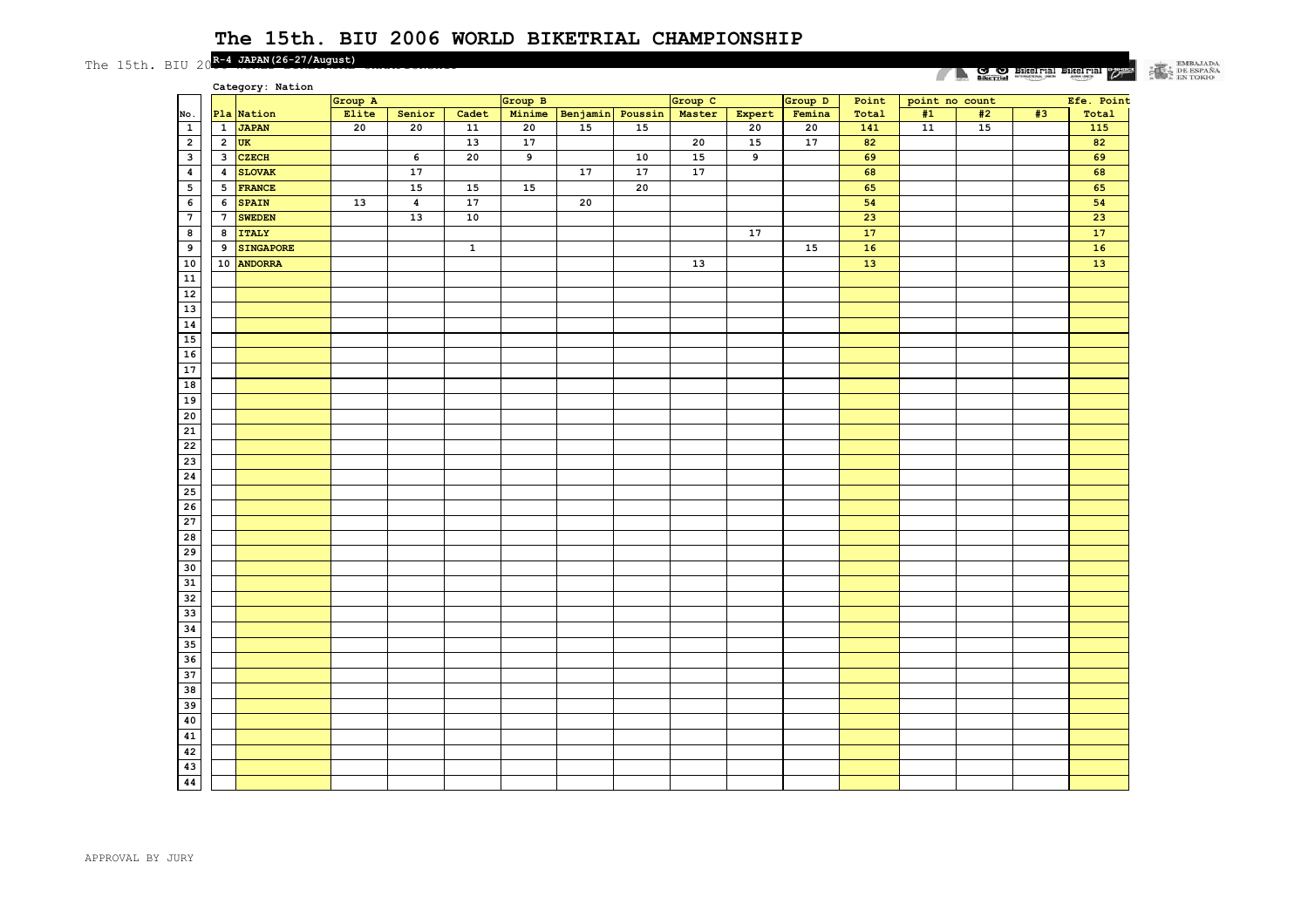# The 15th. BIU 2006 WORLD BIKETRIAL CHAMPIONSHIP

R-4 JAPAN(26-27/August)

Category: Nation

| No. | Pla | Nation | Group A | | | Group B | | | Group C | | Group D | Point | point no count | | | Efe. Point |
|---|---|---|---|---|---|---|---|---|---|---|---|---|---|---|---|---|
| | | | Elite | Senior | Cadet | Minime | Benjamin | Poussin | Master | Expert | Femina | Total | #1 | #2 | #3 | Total |
| 1 | 1 | JAPAN | 20 | 20 | 11 | 20 | 15 | 15 | | 20 | 20 | 141 | 11 | 15 | | 115 |
| 2 | 2 | UK | | | 13 | 17 | | | 20 | 15 | 17 | 82 | | | | 82 |
| 3 | 3 | CZECH | | 6 | 20 | 9 | | 10 | 15 | 9 | | 69 | | | | 69 |
| 4 | 4 | SLOVAK | | 17 | | | 17 | 17 | 17 | | | 68 | | | | 68 |
| 5 | 5 | FRANCE | | 15 | 15 | 15 | | 20 | | | | 65 | | | | 65 |
| 6 | 6 | SPAIN | 13 | 4 | 17 | | 20 | | | | | 54 | | | | 54 |
| 7 | 7 | SWEDEN | | 13 | 10 | | | | | | | 23 | | | | 23 |
| 8 | 8 | ITALY | | | | | | | | 17 | | 17 | | | | 17 |
| 9 | 9 | SINGAPORE | | | 1 | | | | | | 15 | 16 | | | | 16 |
| 10 | 10 | ANDORRA | | | | | | | 13 | | | 13 | | | | 13 |
| 11 | | | | | | | | | | | | | | | | |
| 12 | | | | | | | | | | | | | | | | |
| 13 | | | | | | | | | | | | | | | | |
| 14 | | | | | | | | | | | | | | | | |
| 15 | | | | | | | | | | | | | | | | |
| 16 | | | | | | | | | | | | | | | | |
| 17 | | | | | | | | | | | | | | | | |
| 18 | | | | | | | | | | | | | | | | |
| 19 | | | | | | | | | | | | | | | | |
| 20 | | | | | | | | | | | | | | | | |
| 21 | | | | | | | | | | | | | | | | |
| 22 | | | | | | | | | | | | | | | | |
| 23 | | | | | | | | | | | | | | | | |
| 24 | | | | | | | | | | | | | | | | |
| 25 | | | | | | | | | | | | | | | | |
| 26 | | | | | | | | | | | | | | | | |
| 27 | | | | | | | | | | | | | | | | |
| 28 | | | | | | | | | | | | | | | | |
| 29 | | | | | | | | | | | | | | | | |
| 30 | | | | | | | | | | | | | | | | |
| 31 | | | | | | | | | | | | | | | | |
| 32 | | | | | | | | | | | | | | | | |
| 33 | | | | | | | | | | | | | | | | |
| 34 | | | | | | | | | | | | | | | | |
| 35 | | | | | | | | | | | | | | | | |
| 36 | | | | | | | | | | | | | | | | |
| 37 | | | | | | | | | | | | | | | | |
| 38 | | | | | | | | | | | | | | | | |
| 39 | | | | | | | | | | | | | | | | |
| 40 | | | | | | | | | | | | | | | | |
| 41 | | | | | | | | | | | | | | | | |
| 42 | | | | | | | | | | | | | | | | |
| 43 | | | | | | | | | | | | | | | | |
| 44 | | | | | | | | | | | | | | | | |

APPROVAL BY JURY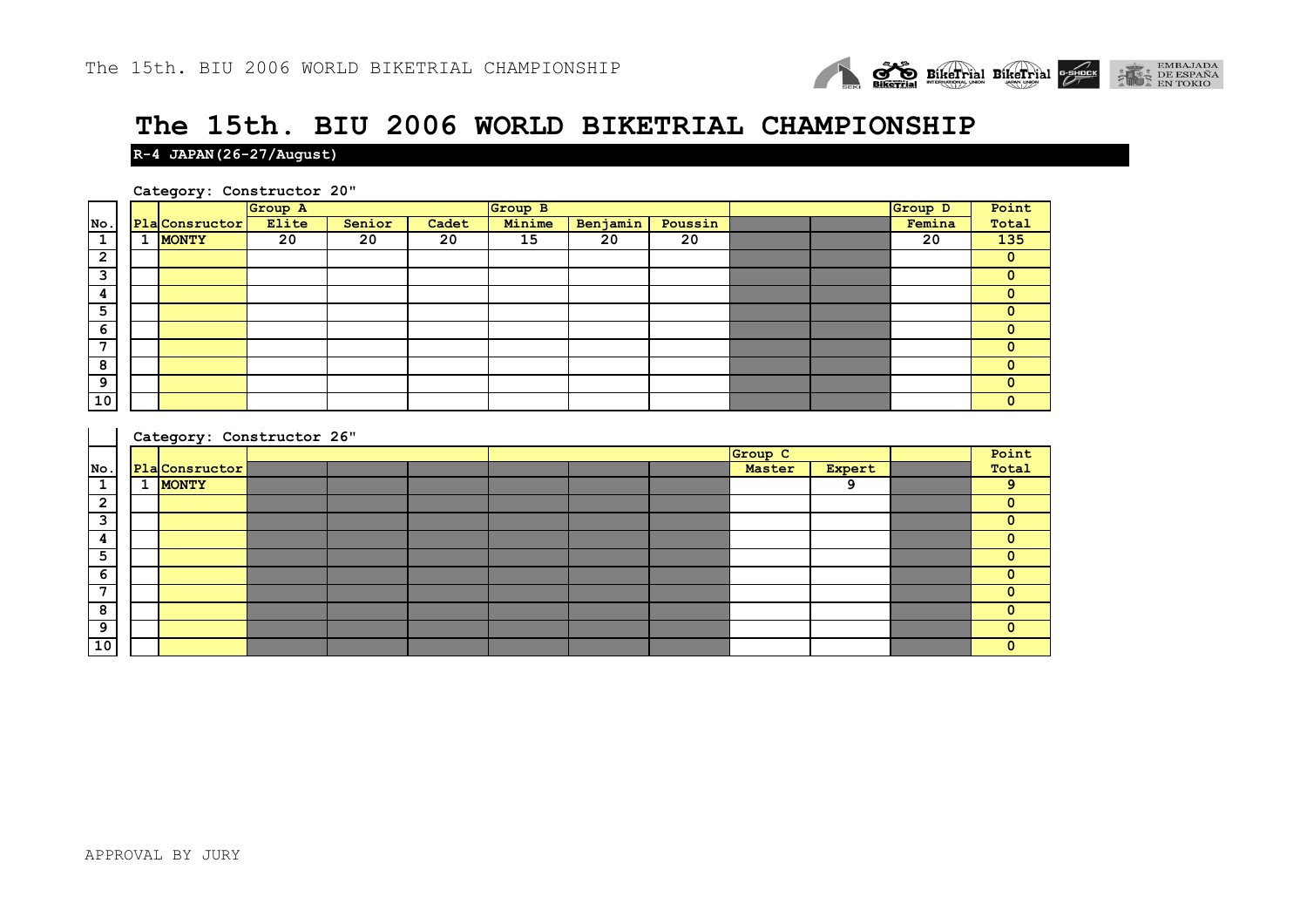# The 15th. BIU 2006 WORLD BIKETRIAL CHAMPIONSHIP

**R-4 JAPAN(26-27/August)**

**Category: Constructor 20"**

| No. | Pla | Consructor | Group A Elite | Senior | Cadet | Group B Minime | Benjamin | Poussin | | | Group D Femina | Point Total |
|---|---|---|---|---|---|---|---|---|---|---|---|---|
| 1 | 1 | MONTY | 20 | 20 | 20 | 15 | 20 | 20 | | | 20 | 135 |
| 2 | | | | | | | | | | | | 0 |
| 3 | | | | | | | | | | | | 0 |
| 4 | | | | | | | | | | | | 0 |
| 5 | | | | | | | | | | | | 0 |
| 6 | | | | | | | | | | | | 0 |
| 7 | | | | | | | | | | | | 0 |
| 8 | | | | | | | | | | | | 0 |
| 9 | | | | | | | | | | | | 0 |
| 10 | | | | | | | | | | | | 0 |

**Category: Constructor 26"**

| No. | Pla | Consructor | | | | | | | Group C Master | Expert | | Point Total |
|---|---|---|---|---|---|---|---|---|---|---|---|---|
| 1 | 1 | MONTY | | | | | | | | 9 | | 9 |
| 2 | | | | | | | | | | | | 0 |
| 3 | | | | | | | | | | | | 0 |
| 4 | | | | | | | | | | | | 0 |
| 5 | | | | | | | | | | | | 0 |
| 6 | | | | | | | | | | | | 0 |
| 7 | | | | | | | | | | | | 0 |
| 8 | | | | | | | | | | | | 0 |
| 9 | | | | | | | | | | | | 0 |
| 10 | | | | | | | | | | | | 0 |

APPROVAL BY JURY